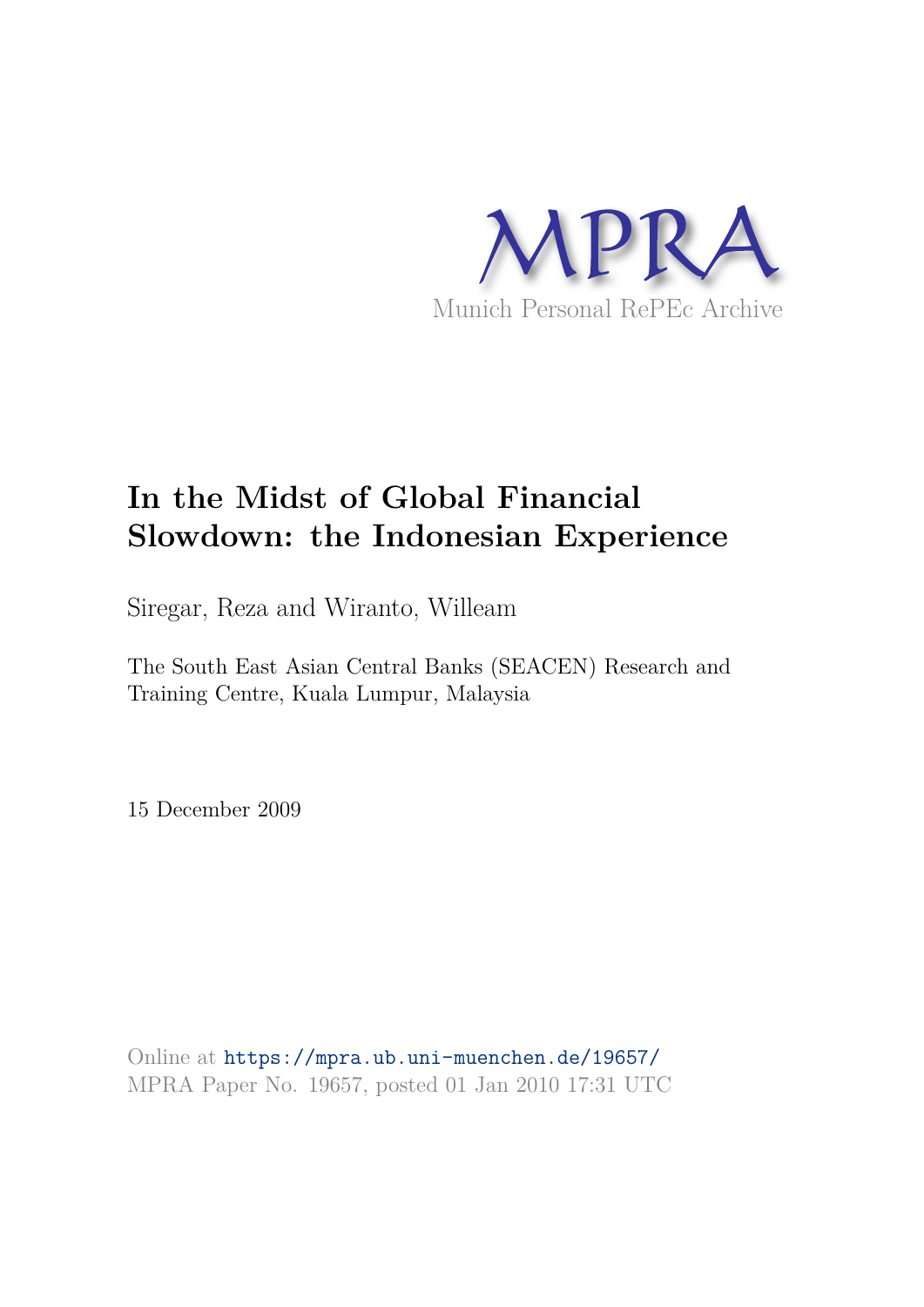MPRA

Munich Personal RePEc Archive

# In the Midst of Global Financial Slowdown: the Indonesian Experience

Siregar, Reza and Wiranto, Willeam

The South East Asian Central Banks (SEACEN) Research and Training Centre, Kuala Lumpur, Malaysia

15 December 2009

Online at https://mpra.ub.uni-muenchen.de/19657/
MPRA Paper No. 19657, posted 01 Jan 2010 17:31 UTC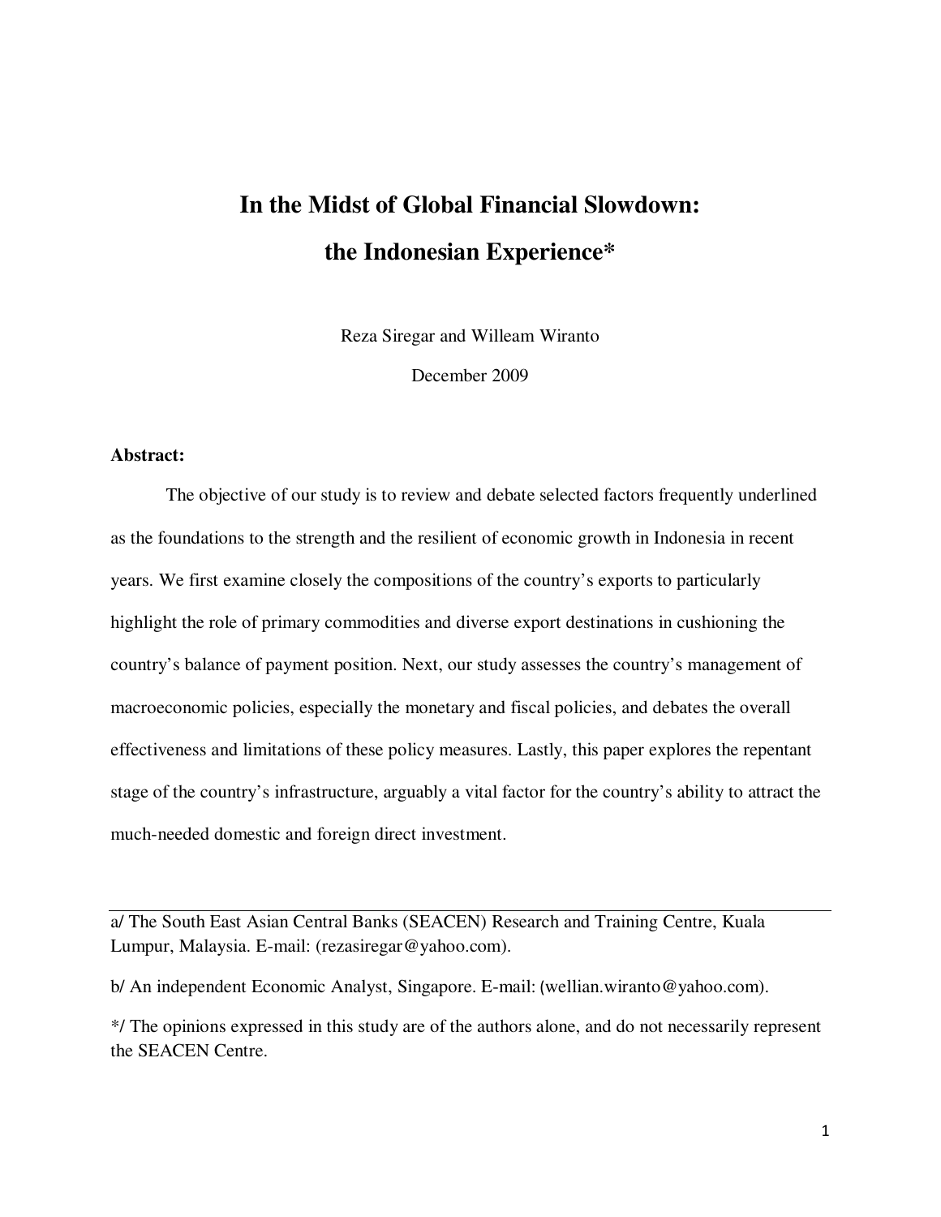# In the Midst of Global Financial Slowdown: the Indonesian Experience*

Reza Siregar and Willeam Wiranto

December 2009

**Abstract:**

The objective of our study is to review and debate selected factors frequently underlined as the foundations to the strength and the resilient of economic growth in Indonesia in recent years. We first examine closely the compositions of the country's exports to particularly highlight the role of primary commodities and diverse export destinations in cushioning the country's balance of payment position. Next, our study assesses the country's management of macroeconomic policies, especially the monetary and fiscal policies, and debates the overall effectiveness and limitations of these policy measures. Lastly, this paper explores the repentant stage of the country's infrastructure, arguably a vital factor for the country's ability to attract the much-needed domestic and foreign direct investment.

---

a/ The South East Asian Central Banks (SEACEN) Research and Training Centre, Kuala Lumpur, Malaysia. E-mail: (rezasiregar@yahoo.com).

b/ An independent Economic Analyst, Singapore. E-mail: (wellian.wiranto@yahoo.com).

*/ The opinions expressed in this study are of the authors alone, and do not necessarily represent the SEACEN Centre.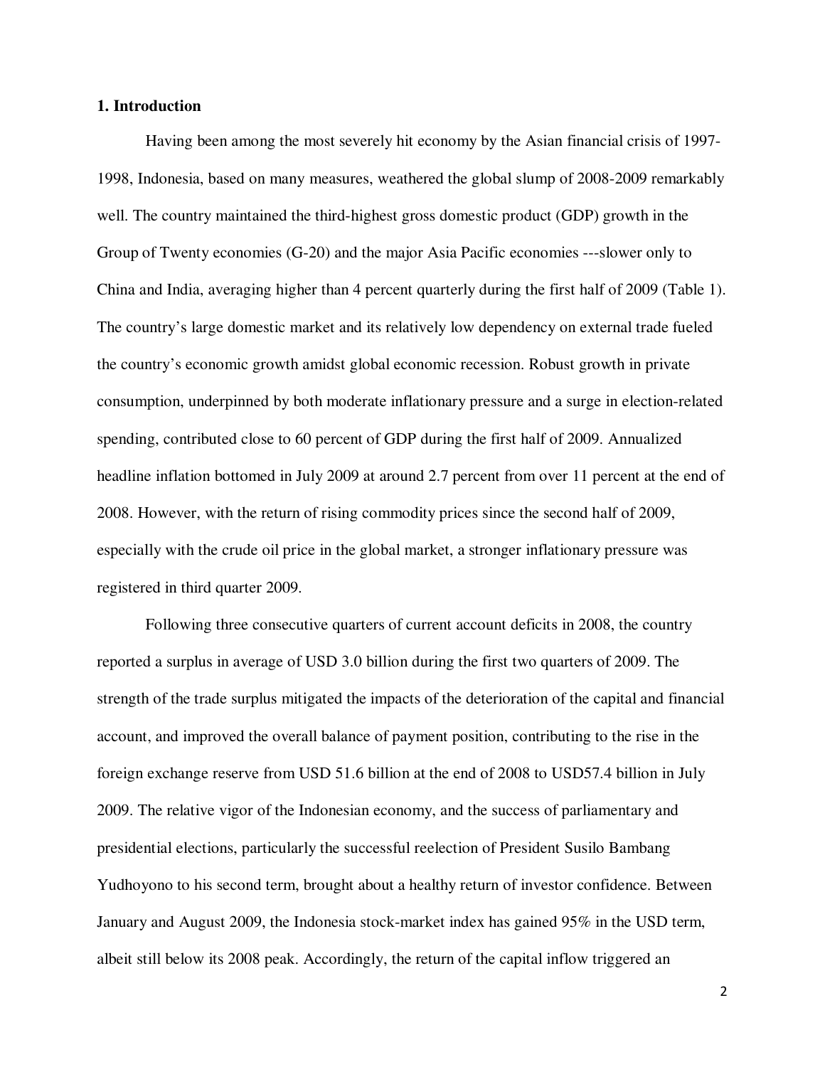## 1. Introduction

Having been among the most severely hit economy by the Asian financial crisis of 1997-1998, Indonesia, based on many measures, weathered the global slump of 2008-2009 remarkably well. The country maintained the third-highest gross domestic product (GDP) growth in the Group of Twenty economies (G-20) and the major Asia Pacific economies ---slower only to China and India, averaging higher than 4 percent quarterly during the first half of 2009 (Table 1). The country's large domestic market and its relatively low dependency on external trade fueled the country's economic growth amidst global economic recession. Robust growth in private consumption, underpinned by both moderate inflationary pressure and a surge in election-related spending, contributed close to 60 percent of GDP during the first half of 2009. Annualized headline inflation bottomed in July 2009 at around 2.7 percent from over 11 percent at the end of 2008. However, with the return of rising commodity prices since the second half of 2009, especially with the crude oil price in the global market, a stronger inflationary pressure was registered in third quarter 2009.

Following three consecutive quarters of current account deficits in 2008, the country reported a surplus in average of USD 3.0 billion during the first two quarters of 2009. The strength of the trade surplus mitigated the impacts of the deterioration of the capital and financial account, and improved the overall balance of payment position, contributing to the rise in the foreign exchange reserve from USD 51.6 billion at the end of 2008 to USD57.4 billion in July 2009. The relative vigor of the Indonesian economy, and the success of parliamentary and presidential elections, particularly the successful reelection of President Susilo Bambang Yudhoyono to his second term, brought about a healthy return of investor confidence. Between January and August 2009, the Indonesia stock-market index has gained 95% in the USD term, albeit still below its 2008 peak. Accordingly, the return of the capital inflow triggered an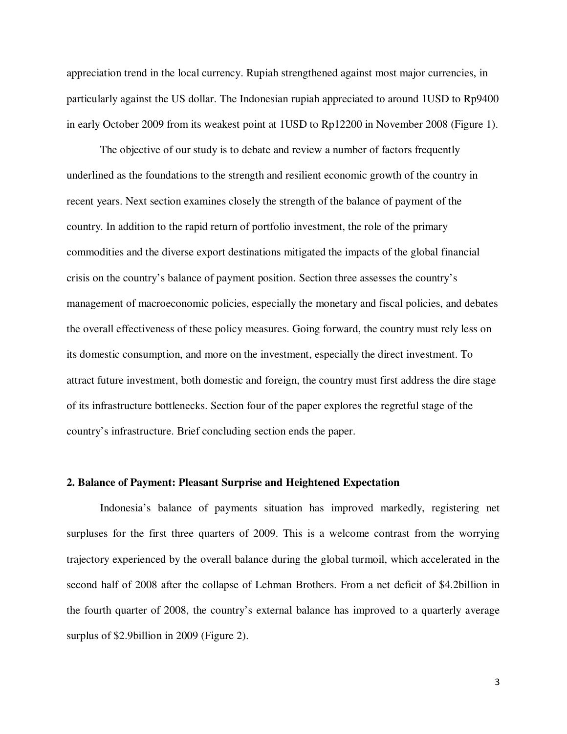appreciation trend in the local currency. Rupiah strengthened against most major currencies, in particularly against the US dollar. The Indonesian rupiah appreciated to around 1USD to Rp9400 in early October 2009 from its weakest point at 1USD to Rp12200 in November 2008 (Figure 1).

The objective of our study is to debate and review a number of factors frequently underlined as the foundations to the strength and resilient economic growth of the country in recent years. Next section examines closely the strength of the balance of payment of the country. In addition to the rapid return of portfolio investment, the role of the primary commodities and the diverse export destinations mitigated the impacts of the global financial crisis on the country's balance of payment position. Section three assesses the country's management of macroeconomic policies, especially the monetary and fiscal policies, and debates the overall effectiveness of these policy measures. Going forward, the country must rely less on its domestic consumption, and more on the investment, especially the direct investment. To attract future investment, both domestic and foreign, the country must first address the dire stage of its infrastructure bottlenecks. Section four of the paper explores the regretful stage of the country's infrastructure. Brief concluding section ends the paper.

## 2. Balance of Payment: Pleasant Surprise and Heightened Expectation

Indonesia's balance of payments situation has improved markedly, registering net surpluses for the first three quarters of 2009. This is a welcome contrast from the worrying trajectory experienced by the overall balance during the global turmoil, which accelerated in the second half of 2008 after the collapse of Lehman Brothers. From a net deficit of $4.2billion in the fourth quarter of 2008, the country's external balance has improved to a quarterly average surplus of $2.9billion in 2009 (Figure 2).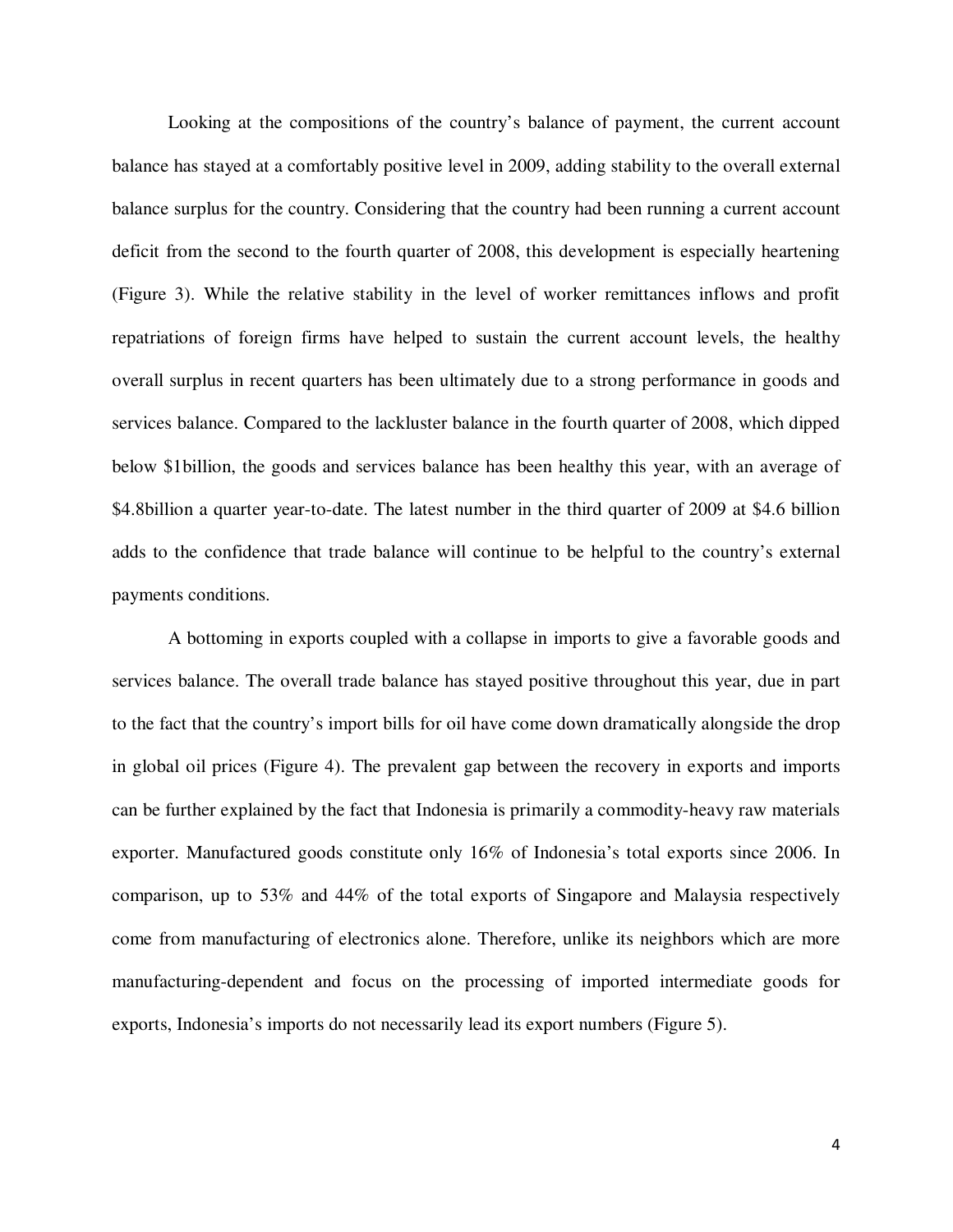Looking at the compositions of the country's balance of payment, the current account balance has stayed at a comfortably positive level in 2009, adding stability to the overall external balance surplus for the country. Considering that the country had been running a current account deficit from the second to the fourth quarter of 2008, this development is especially heartening (Figure 3). While the relative stability in the level of worker remittances inflows and profit repatriations of foreign firms have helped to sustain the current account levels, the healthy overall surplus in recent quarters has been ultimately due to a strong performance in goods and services balance. Compared to the lackluster balance in the fourth quarter of 2008, which dipped below $1billion, the goods and services balance has been healthy this year, with an average of $4.8billion a quarter year-to-date. The latest number in the third quarter of 2009 at $4.6 billion adds to the confidence that trade balance will continue to be helpful to the country's external payments conditions.

A bottoming in exports coupled with a collapse in imports to give a favorable goods and services balance. The overall trade balance has stayed positive throughout this year, due in part to the fact that the country's import bills for oil have come down dramatically alongside the drop in global oil prices (Figure 4). The prevalent gap between the recovery in exports and imports can be further explained by the fact that Indonesia is primarily a commodity-heavy raw materials exporter. Manufactured goods constitute only 16% of Indonesia's total exports since 2006. In comparison, up to 53% and 44% of the total exports of Singapore and Malaysia respectively come from manufacturing of electronics alone. Therefore, unlike its neighbors which are more manufacturing-dependent and focus on the processing of imported intermediate goods for exports, Indonesia's imports do not necessarily lead its export numbers (Figure 5).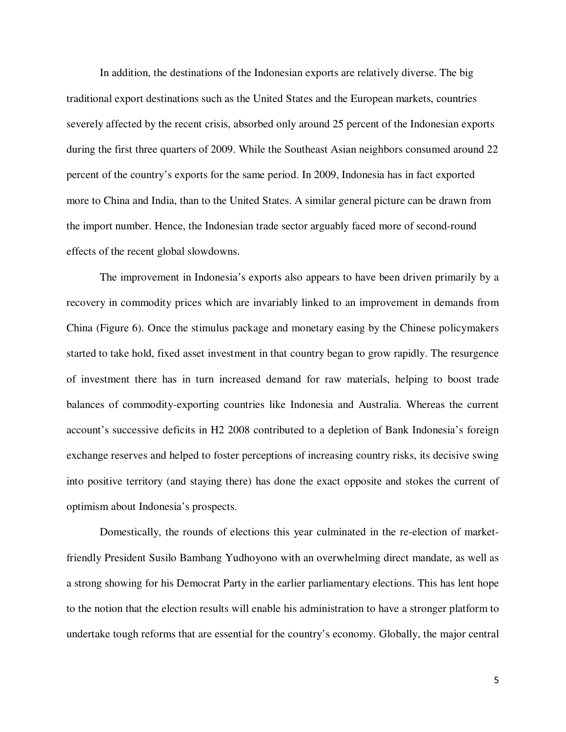In addition, the destinations of the Indonesian exports are relatively diverse. The big traditional export destinations such as the United States and the European markets, countries severely affected by the recent crisis, absorbed only around 25 percent of the Indonesian exports during the first three quarters of 2009. While the Southeast Asian neighbors consumed around 22 percent of the country's exports for the same period. In 2009, Indonesia has in fact exported more to China and India, than to the United States. A similar general picture can be drawn from the import number. Hence, the Indonesian trade sector arguably faced more of second-round effects of the recent global slowdowns.

The improvement in Indonesia's exports also appears to have been driven primarily by a recovery in commodity prices which are invariably linked to an improvement in demands from China (Figure 6). Once the stimulus package and monetary easing by the Chinese policymakers started to take hold, fixed asset investment in that country began to grow rapidly. The resurgence of investment there has in turn increased demand for raw materials, helping to boost trade balances of commodity-exporting countries like Indonesia and Australia. Whereas the current account's successive deficits in H2 2008 contributed to a depletion of Bank Indonesia's foreign exchange reserves and helped to foster perceptions of increasing country risks, its decisive swing into positive territory (and staying there) has done the exact opposite and stokes the current of optimism about Indonesia's prospects.

Domestically, the rounds of elections this year culminated in the re-election of market-friendly President Susilo Bambang Yudhoyono with an overwhelming direct mandate, as well as a strong showing for his Democrat Party in the earlier parliamentary elections. This has lent hope to the notion that the election results will enable his administration to have a stronger platform to undertake tough reforms that are essential for the country's economy. Globally, the major central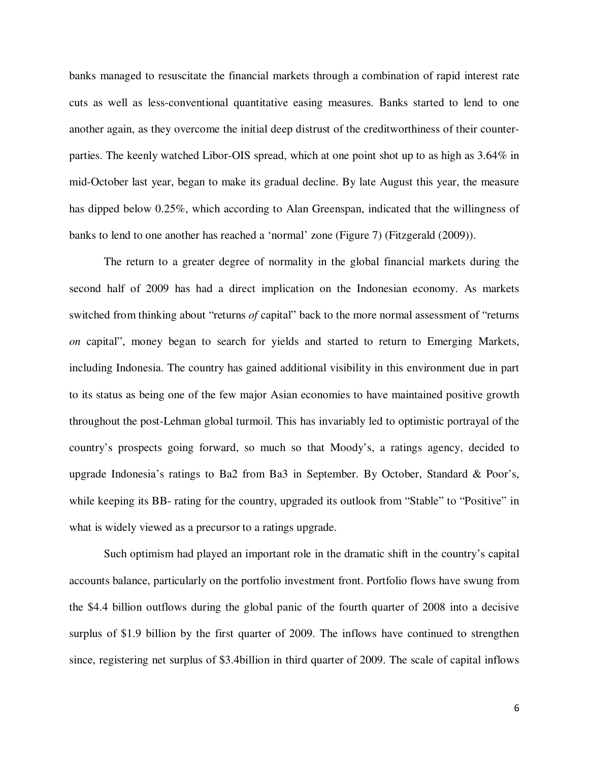banks managed to resuscitate the financial markets through a combination of rapid interest rate cuts as well as less-conventional quantitative easing measures. Banks started to lend to one another again, as they overcome the initial deep distrust of the creditworthiness of their counter-parties. The keenly watched Libor-OIS spread, which at one point shot up to as high as 3.64% in mid-October last year, began to make its gradual decline. By late August this year, the measure has dipped below 0.25%, which according to Alan Greenspan, indicated that the willingness of banks to lend to one another has reached a 'normal' zone (Figure 7) (Fitzgerald (2009)).

The return to a greater degree of normality in the global financial markets during the second half of 2009 has had a direct implication on the Indonesian economy. As markets switched from thinking about "returns *of* capital" back to the more normal assessment of "returns *on* capital", money began to search for yields and started to return to Emerging Markets, including Indonesia. The country has gained additional visibility in this environment due in part to its status as being one of the few major Asian economies to have maintained positive growth throughout the post-Lehman global turmoil. This has invariably led to optimistic portrayal of the country's prospects going forward, so much so that Moody's, a ratings agency, decided to upgrade Indonesia's ratings to Ba2 from Ba3 in September. By October, Standard & Poor's, while keeping its BB- rating for the country, upgraded its outlook from "Stable" to "Positive" in what is widely viewed as a precursor to a ratings upgrade.

Such optimism had played an important role in the dramatic shift in the country's capital accounts balance, particularly on the portfolio investment front. Portfolio flows have swung from the $4.4 billion outflows during the global panic of the fourth quarter of 2008 into a decisive surplus of $1.9 billion by the first quarter of 2009. The inflows have continued to strengthen since, registering net surplus of $3.4billion in third quarter of 2009. The scale of capital inflows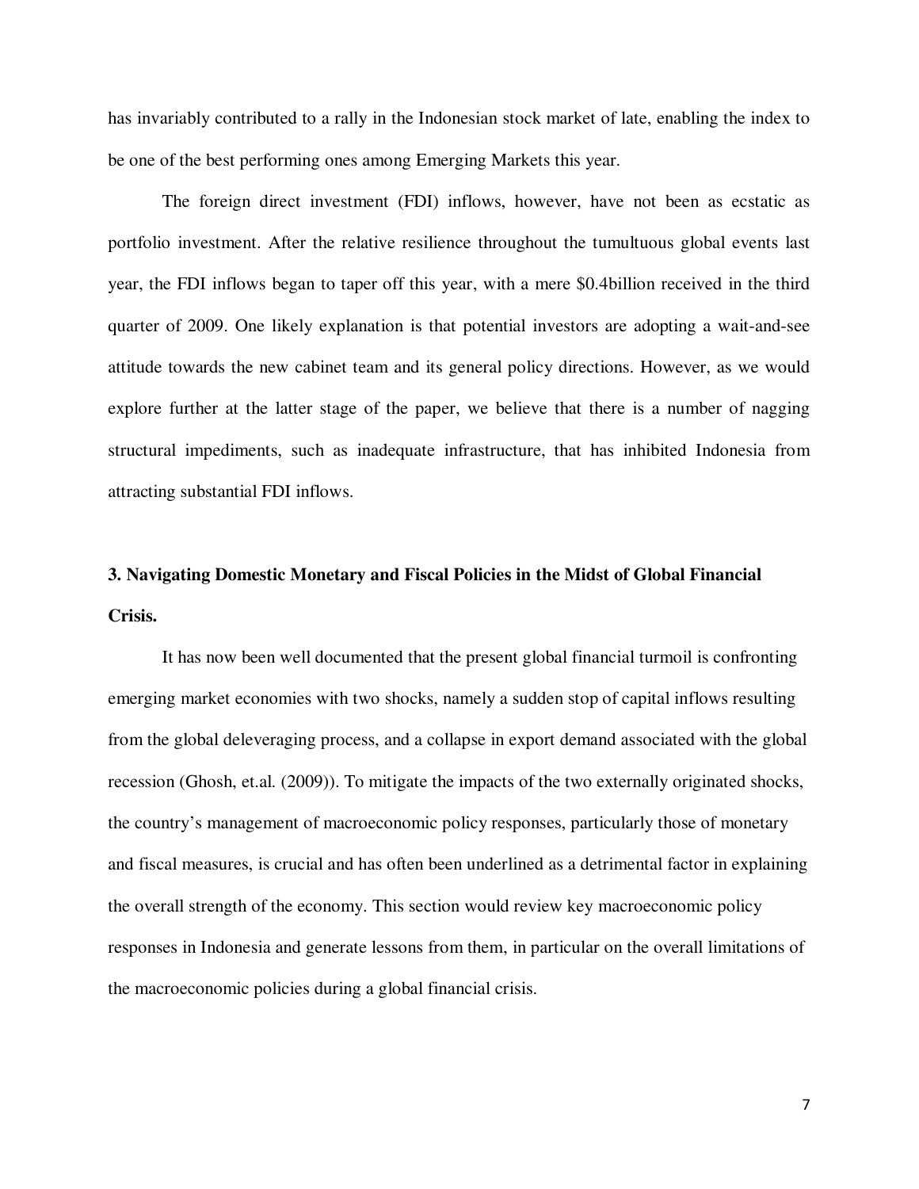has invariably contributed to a rally in the Indonesian stock market of late, enabling the index to be one of the best performing ones among Emerging Markets this year.

The foreign direct investment (FDI) inflows, however, have not been as ecstatic as portfolio investment. After the relative resilience throughout the tumultuous global events last year, the FDI inflows began to taper off this year, with a mere $0.4billion received in the third quarter of 2009. One likely explanation is that potential investors are adopting a wait-and-see attitude towards the new cabinet team and its general policy directions. However, as we would explore further at the latter stage of the paper, we believe that there is a number of nagging structural impediments, such as inadequate infrastructure, that has inhibited Indonesia from attracting substantial FDI inflows.

## 3. Navigating Domestic Monetary and Fiscal Policies in the Midst of Global Financial Crisis.

It has now been well documented that the present global financial turmoil is confronting emerging market economies with two shocks, namely a sudden stop of capital inflows resulting from the global deleveraging process, and a collapse in export demand associated with the global recession (Ghosh, et.al. (2009)). To mitigate the impacts of the two externally originated shocks, the country's management of macroeconomic policy responses, particularly those of monetary and fiscal measures, is crucial and has often been underlined as a detrimental factor in explaining the overall strength of the economy. This section would review key macroeconomic policy responses in Indonesia and generate lessons from them, in particular on the overall limitations of the macroeconomic policies during a global financial crisis.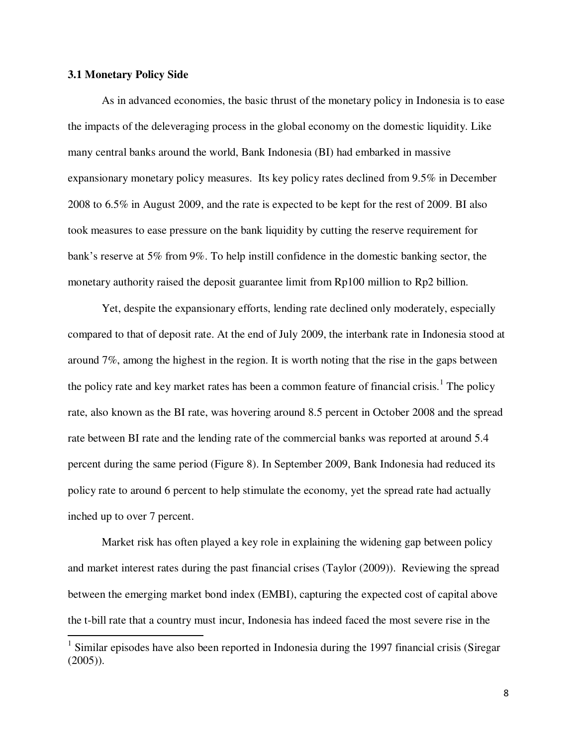### 3.1 Monetary Policy Side

As in advanced economies, the basic thrust of the monetary policy in Indonesia is to ease the impacts of the deleveraging process in the global economy on the domestic liquidity. Like many central banks around the world, Bank Indonesia (BI) had embarked in massive expansionary monetary policy measures. Its key policy rates declined from 9.5% in December 2008 to 6.5% in August 2009, and the rate is expected to be kept for the rest of 2009. BI also took measures to ease pressure on the bank liquidity by cutting the reserve requirement for bank's reserve at 5% from 9%. To help instill confidence in the domestic banking sector, the monetary authority raised the deposit guarantee limit from Rp100 million to Rp2 billion.

Yet, despite the expansionary efforts, lending rate declined only moderately, especially compared to that of deposit rate. At the end of July 2009, the interbank rate in Indonesia stood at around 7%, among the highest in the region. It is worth noting that the rise in the gaps between the policy rate and key market rates has been a common feature of financial crisis.[1] The policy rate, also known as the BI rate, was hovering around 8.5 percent in October 2008 and the spread rate between BI rate and the lending rate of the commercial banks was reported at around 5.4 percent during the same period (Figure 8). In September 2009, Bank Indonesia had reduced its policy rate to around 6 percent to help stimulate the economy, yet the spread rate had actually inched up to over 7 percent.

Market risk has often played a key role in explaining the widening gap between policy and market interest rates during the past financial crises (Taylor (2009)). Reviewing the spread between the emerging market bond index (EMBI), capturing the expected cost of capital above the t-bill rate that a country must incur, Indonesia has indeed faced the most severe rise in the

[1] Similar episodes have also been reported in Indonesia during the 1997 financial crisis (Siregar (2005)).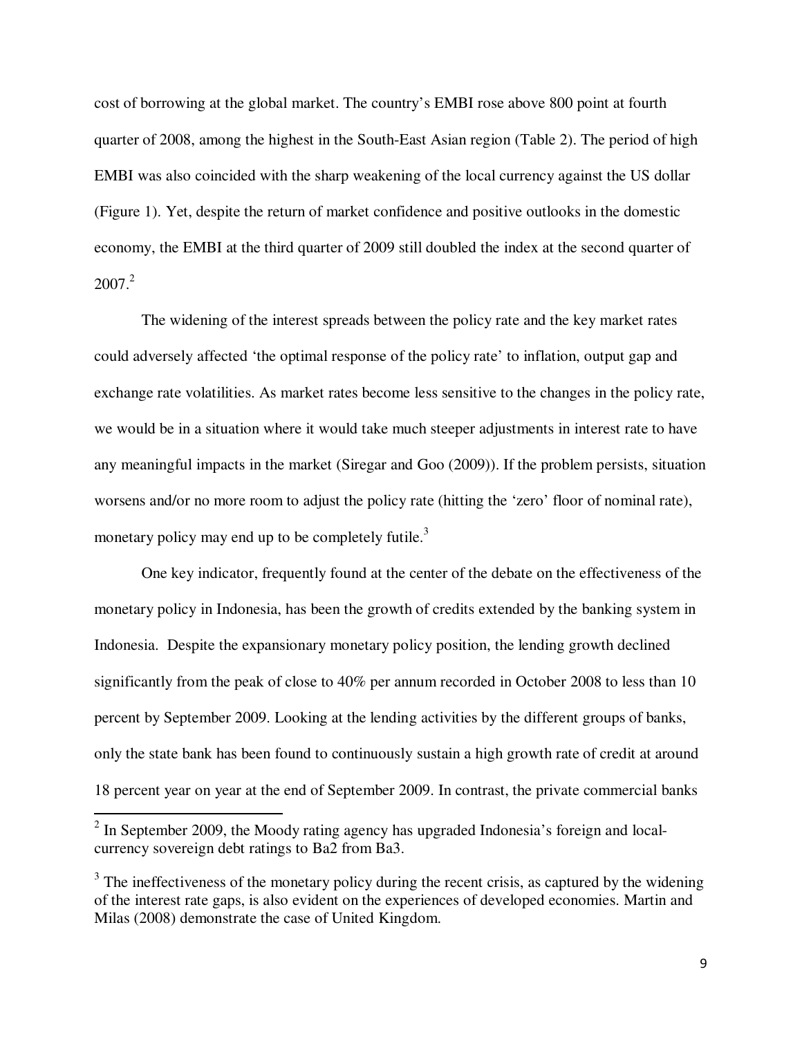cost of borrowing at the global market. The country's EMBI rose above 800 point at fourth quarter of 2008, among the highest in the South-East Asian region (Table 2). The period of high EMBI was also coincided with the sharp weakening of the local currency against the US dollar (Figure 1). Yet, despite the return of market confidence and positive outlooks in the domestic economy, the EMBI at the third quarter of 2009 still doubled the index at the second quarter of 2007.[2]

The widening of the interest spreads between the policy rate and the key market rates could adversely affected 'the optimal response of the policy rate' to inflation, output gap and exchange rate volatilities. As market rates become less sensitive to the changes in the policy rate, we would be in a situation where it would take much steeper adjustments in interest rate to have any meaningful impacts in the market (Siregar and Goo (2009)). If the problem persists, situation worsens and/or no more room to adjust the policy rate (hitting the 'zero' floor of nominal rate), monetary policy may end up to be completely futile.[3]

One key indicator, frequently found at the center of the debate on the effectiveness of the monetary policy in Indonesia, has been the growth of credits extended by the banking system in Indonesia. Despite the expansionary monetary policy position, the lending growth declined significantly from the peak of close to 40% per annum recorded in October 2008 to less than 10 percent by September 2009. Looking at the lending activities by the different groups of banks, only the state bank has been found to continuously sustain a high growth rate of credit at around 18 percent year on year at the end of September 2009. In contrast, the private commercial banks

---

[2] In September 2009, the Moody rating agency has upgraded Indonesia's foreign and local-currency sovereign debt ratings to Ba2 from Ba3.

[3] The ineffectiveness of the monetary policy during the recent crisis, as captured by the widening of the interest rate gaps, is also evident on the experiences of developed economies. Martin and Milas (2008) demonstrate the case of United Kingdom.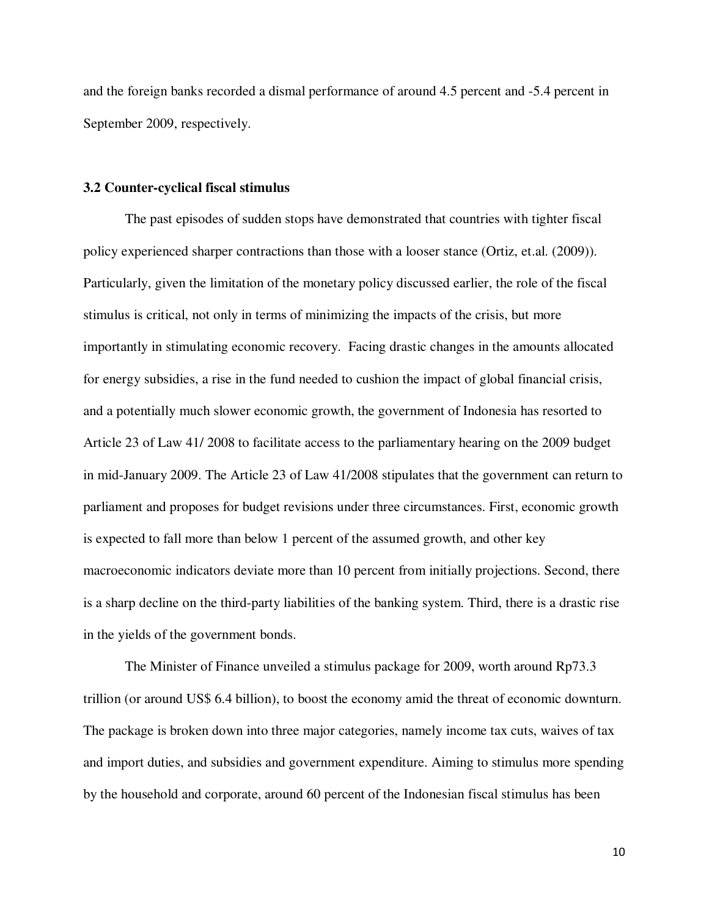and the foreign banks recorded a dismal performance of around 4.5 percent and -5.4 percent in September 2009, respectively.

### 3.2 Counter-cyclical fiscal stimulus

The past episodes of sudden stops have demonstrated that countries with tighter fiscal policy experienced sharper contractions than those with a looser stance (Ortiz, et.al. (2009)). Particularly, given the limitation of the monetary policy discussed earlier, the role of the fiscal stimulus is critical, not only in terms of minimizing the impacts of the crisis, but more importantly in stimulating economic recovery. Facing drastic changes in the amounts allocated for energy subsidies, a rise in the fund needed to cushion the impact of global financial crisis, and a potentially much slower economic growth, the government of Indonesia has resorted to Article 23 of Law 41/ 2008 to facilitate access to the parliamentary hearing on the 2009 budget in mid-January 2009. The Article 23 of Law 41/2008 stipulates that the government can return to parliament and proposes for budget revisions under three circumstances. First, economic growth is expected to fall more than below 1 percent of the assumed growth, and other key macroeconomic indicators deviate more than 10 percent from initially projections. Second, there is a sharp decline on the third-party liabilities of the banking system. Third, there is a drastic rise in the yields of the government bonds.

The Minister of Finance unveiled a stimulus package for 2009, worth around Rp73.3 trillion (or around US$ 6.4 billion), to boost the economy amid the threat of economic downturn. The package is broken down into three major categories, namely income tax cuts, waives of tax and import duties, and subsidies and government expenditure. Aiming to stimulus more spending by the household and corporate, around 60 percent of the Indonesian fiscal stimulus has been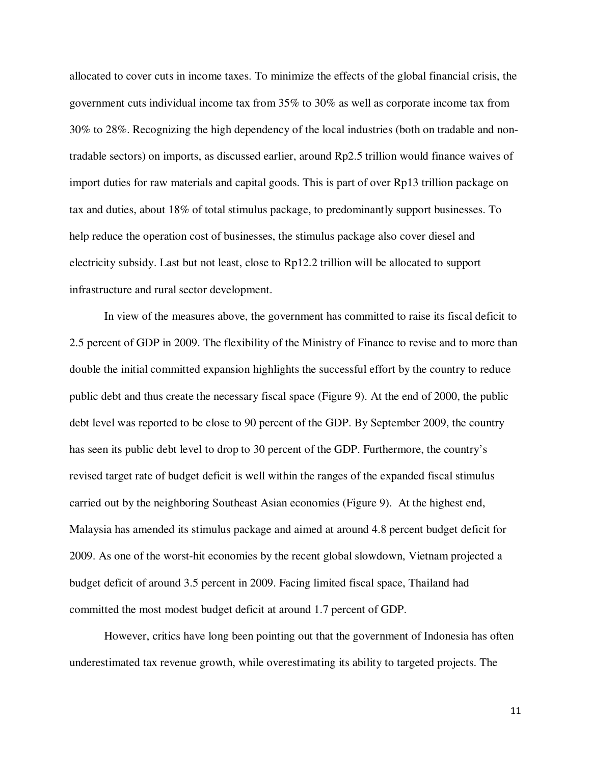allocated to cover cuts in income taxes. To minimize the effects of the global financial crisis, the government cuts individual income tax from 35% to 30% as well as corporate income tax from 30% to 28%. Recognizing the high dependency of the local industries (both on tradable and non-tradable sectors) on imports, as discussed earlier, around Rp2.5 trillion would finance waives of import duties for raw materials and capital goods. This is part of over Rp13 trillion package on tax and duties, about 18% of total stimulus package, to predominantly support businesses. To help reduce the operation cost of businesses, the stimulus package also cover diesel and electricity subsidy. Last but not least, close to Rp12.2 trillion will be allocated to support infrastructure and rural sector development.

In view of the measures above, the government has committed to raise its fiscal deficit to 2.5 percent of GDP in 2009. The flexibility of the Ministry of Finance to revise and to more than double the initial committed expansion highlights the successful effort by the country to reduce public debt and thus create the necessary fiscal space (Figure 9). At the end of 2000, the public debt level was reported to be close to 90 percent of the GDP. By September 2009, the country has seen its public debt level to drop to 30 percent of the GDP. Furthermore, the country's revised target rate of budget deficit is well within the ranges of the expanded fiscal stimulus carried out by the neighboring Southeast Asian economies (Figure 9). At the highest end, Malaysia has amended its stimulus package and aimed at around 4.8 percent budget deficit for 2009. As one of the worst-hit economies by the recent global slowdown, Vietnam projected a budget deficit of around 3.5 percent in 2009. Facing limited fiscal space, Thailand had committed the most modest budget deficit at around 1.7 percent of GDP.

However, critics have long been pointing out that the government of Indonesia has often underestimated tax revenue growth, while overestimating its ability to targeted projects. The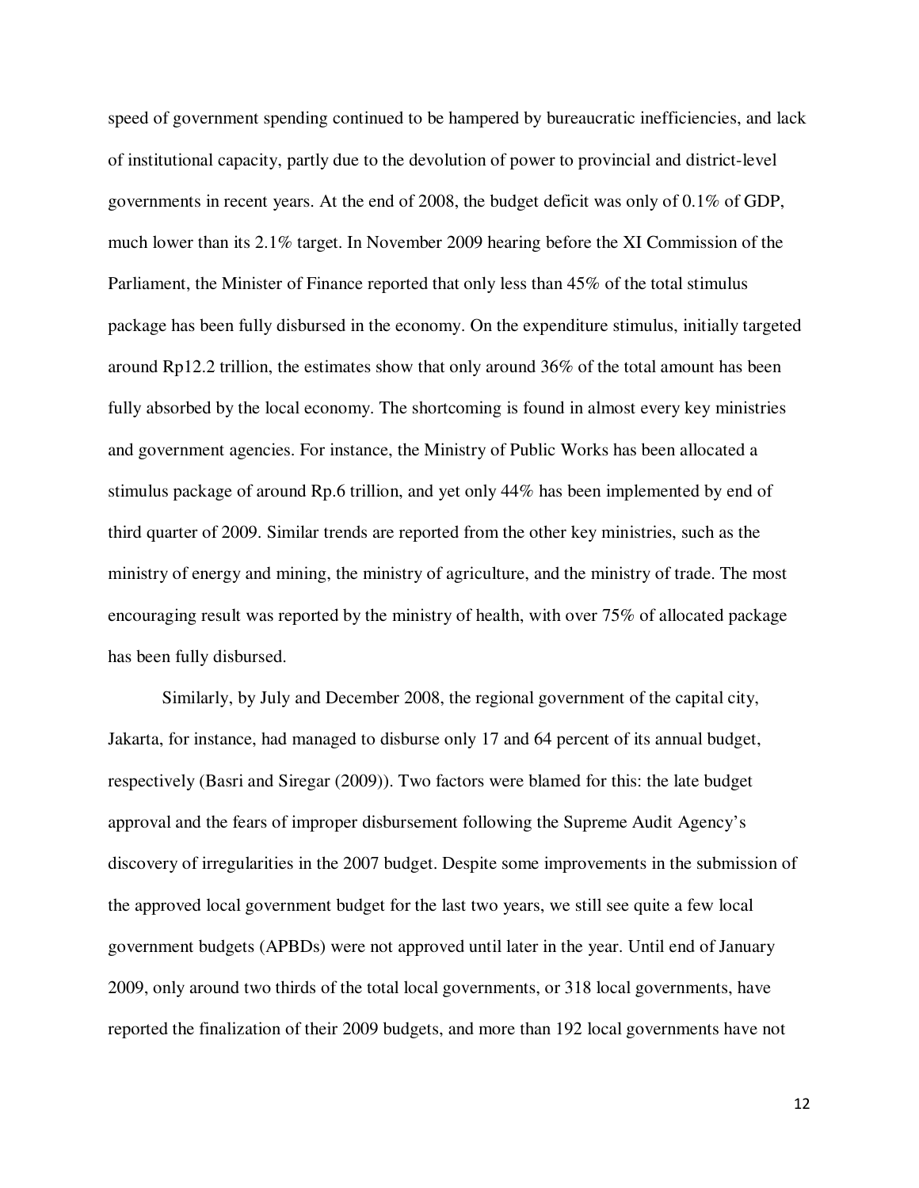speed of government spending continued to be hampered by bureaucratic inefficiencies, and lack of institutional capacity, partly due to the devolution of power to provincial and district-level governments in recent years. At the end of 2008, the budget deficit was only of 0.1% of GDP, much lower than its 2.1% target. In November 2009 hearing before the XI Commission of the Parliament, the Minister of Finance reported that only less than 45% of the total stimulus package has been fully disbursed in the economy. On the expenditure stimulus, initially targeted around Rp12.2 trillion, the estimates show that only around 36% of the total amount has been fully absorbed by the local economy. The shortcoming is found in almost every key ministries and government agencies. For instance, the Ministry of Public Works has been allocated a stimulus package of around Rp.6 trillion, and yet only 44% has been implemented by end of third quarter of 2009. Similar trends are reported from the other key ministries, such as the ministry of energy and mining, the ministry of agriculture, and the ministry of trade. The most encouraging result was reported by the ministry of health, with over 75% of allocated package has been fully disbursed.

Similarly, by July and December 2008, the regional government of the capital city, Jakarta, for instance, had managed to disburse only 17 and 64 percent of its annual budget, respectively (Basri and Siregar (2009)). Two factors were blamed for this: the late budget approval and the fears of improper disbursement following the Supreme Audit Agency's discovery of irregularities in the 2007 budget. Despite some improvements in the submission of the approved local government budget for the last two years, we still see quite a few local government budgets (APBDs) were not approved until later in the year. Until end of January 2009, only around two thirds of the total local governments, or 318 local governments, have reported the finalization of their 2009 budgets, and more than 192 local governments have not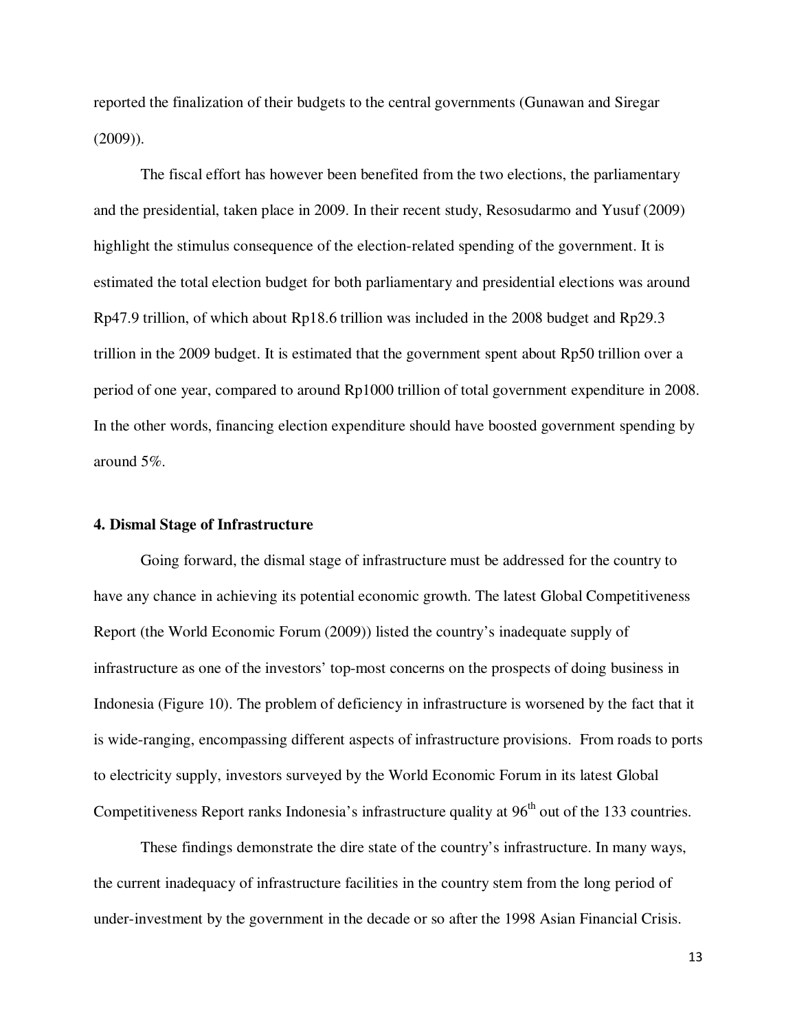reported the finalization of their budgets to the central governments (Gunawan and Siregar (2009)).

The fiscal effort has however been benefited from the two elections, the parliamentary and the presidential, taken place in 2009. In their recent study, Resosudarmo and Yusuf (2009) highlight the stimulus consequence of the election-related spending of the government. It is estimated the total election budget for both parliamentary and presidential elections was around Rp47.9 trillion, of which about Rp18.6 trillion was included in the 2008 budget and Rp29.3 trillion in the 2009 budget. It is estimated that the government spent about Rp50 trillion over a period of one year, compared to around Rp1000 trillion of total government expenditure in 2008. In the other words, financing election expenditure should have boosted government spending by around 5%.

## 4. Dismal Stage of Infrastructure

Going forward, the dismal stage of infrastructure must be addressed for the country to have any chance in achieving its potential economic growth. The latest Global Competitiveness Report (the World Economic Forum (2009)) listed the country's inadequate supply of infrastructure as one of the investors' top-most concerns on the prospects of doing business in Indonesia (Figure 10). The problem of deficiency in infrastructure is worsened by the fact that it is wide-ranging, encompassing different aspects of infrastructure provisions. From roads to ports to electricity supply, investors surveyed by the World Economic Forum in its latest Global Competitiveness Report ranks Indonesia's infrastructure quality at 96th out of the 133 countries.

These findings demonstrate the dire state of the country's infrastructure. In many ways, the current inadequacy of infrastructure facilities in the country stem from the long period of under-investment by the government in the decade or so after the 1998 Asian Financial Crisis.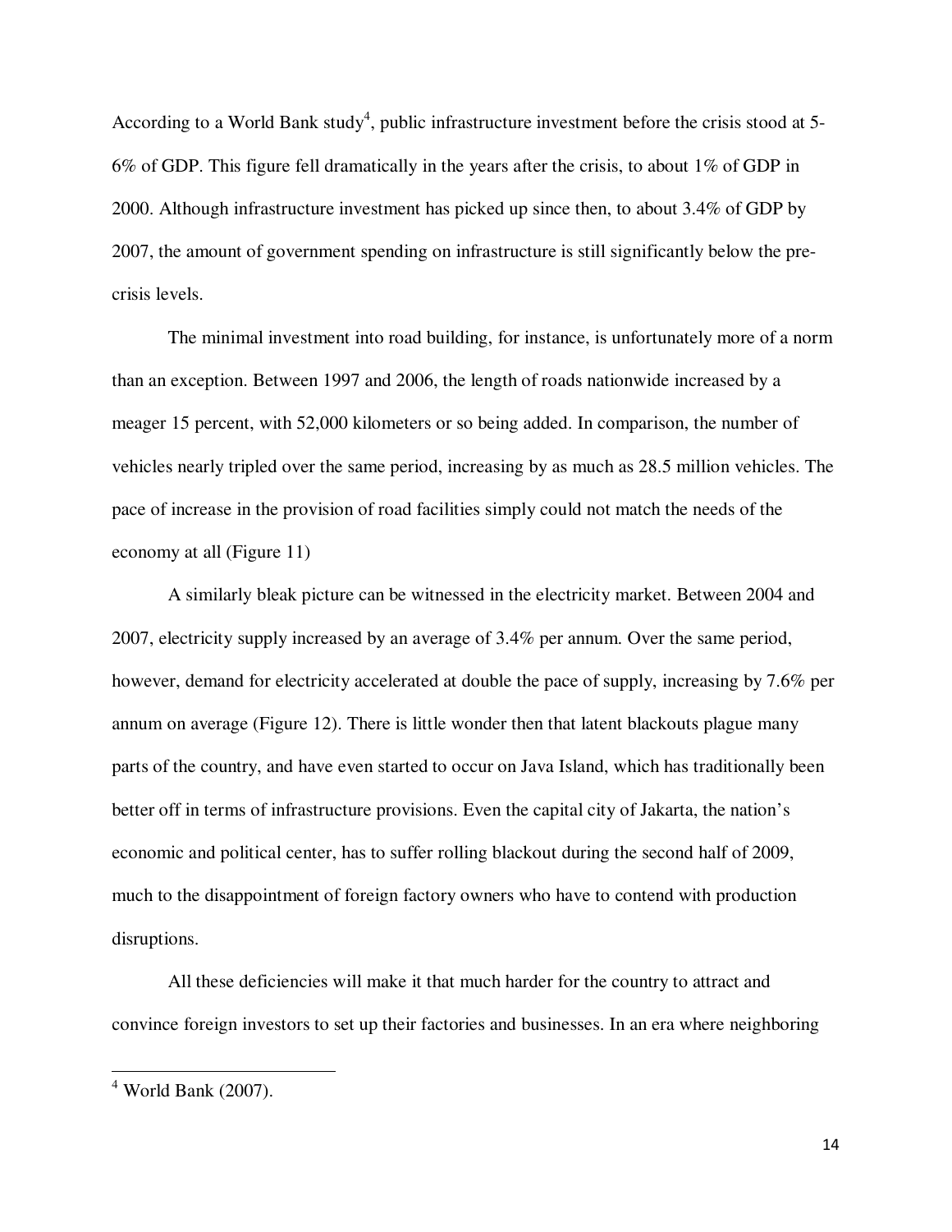According to a World Bank study[4], public infrastructure investment before the crisis stood at 5-6% of GDP. This figure fell dramatically in the years after the crisis, to about 1% of GDP in 2000. Although infrastructure investment has picked up since then, to about 3.4% of GDP by 2007, the amount of government spending on infrastructure is still significantly below the pre-crisis levels.

The minimal investment into road building, for instance, is unfortunately more of a norm than an exception. Between 1997 and 2006, the length of roads nationwide increased by a meager 15 percent, with 52,000 kilometers or so being added. In comparison, the number of vehicles nearly tripled over the same period, increasing by as much as 28.5 million vehicles. The pace of increase in the provision of road facilities simply could not match the needs of the economy at all (Figure 11)

A similarly bleak picture can be witnessed in the electricity market. Between 2004 and 2007, electricity supply increased by an average of 3.4% per annum. Over the same period, however, demand for electricity accelerated at double the pace of supply, increasing by 7.6% per annum on average (Figure 12). There is little wonder then that latent blackouts plague many parts of the country, and have even started to occur on Java Island, which has traditionally been better off in terms of infrastructure provisions. Even the capital city of Jakarta, the nation's economic and political center, has to suffer rolling blackout during the second half of 2009, much to the disappointment of foreign factory owners who have to contend with production disruptions.

All these deficiencies will make it that much harder for the country to attract and convince foreign investors to set up their factories and businesses. In an era where neighboring

---

[4] World Bank (2007).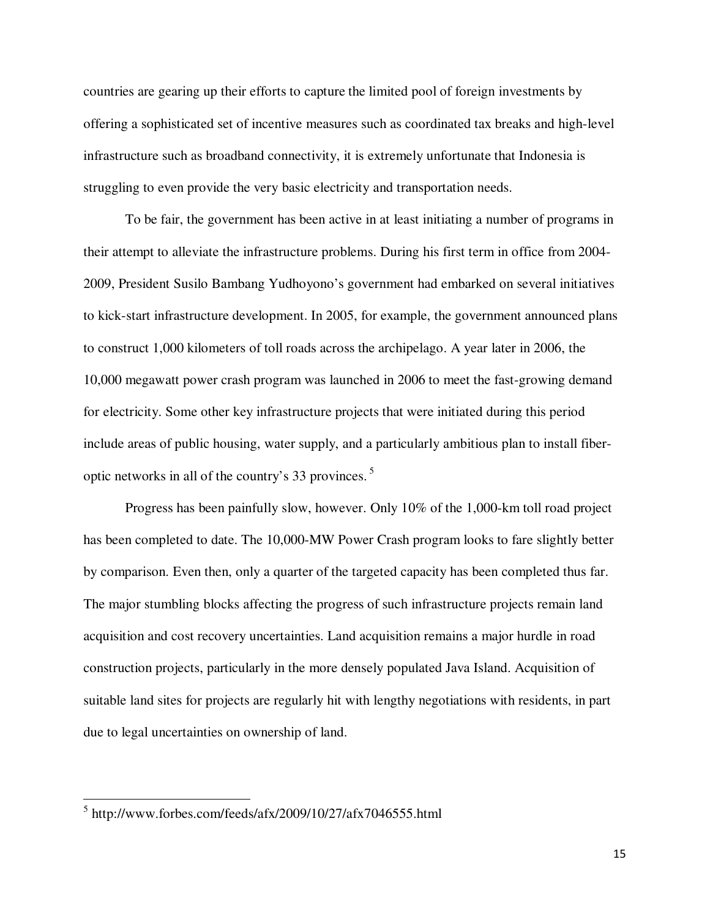countries are gearing up their efforts to capture the limited pool of foreign investments by offering a sophisticated set of incentive measures such as coordinated tax breaks and high-level infrastructure such as broadband connectivity, it is extremely unfortunate that Indonesia is struggling to even provide the very basic electricity and transportation needs.

To be fair, the government has been active in at least initiating a number of programs in their attempt to alleviate the infrastructure problems. During his first term in office from 2004-2009, President Susilo Bambang Yudhoyono's government had embarked on several initiatives to kick-start infrastructure development. In 2005, for example, the government announced plans to construct 1,000 kilometers of toll roads across the archipelago. A year later in 2006, the 10,000 megawatt power crash program was launched in 2006 to meet the fast-growing demand for electricity. Some other key infrastructure projects that were initiated during this period include areas of public housing, water supply, and a particularly ambitious plan to install fiber-optic networks in all of the country's 33 provinces. [5]

Progress has been painfully slow, however. Only 10% of the 1,000-km toll road project has been completed to date. The 10,000-MW Power Crash program looks to fare slightly better by comparison. Even then, only a quarter of the targeted capacity has been completed thus far. The major stumbling blocks affecting the progress of such infrastructure projects remain land acquisition and cost recovery uncertainties. Land acquisition remains a major hurdle in road construction projects, particularly in the more densely populated Java Island. Acquisition of suitable land sites for projects are regularly hit with lengthy negotiations with residents, in part due to legal uncertainties on ownership of land.

---

[5] http://www.forbes.com/feeds/afx/2009/10/27/afx7046555.html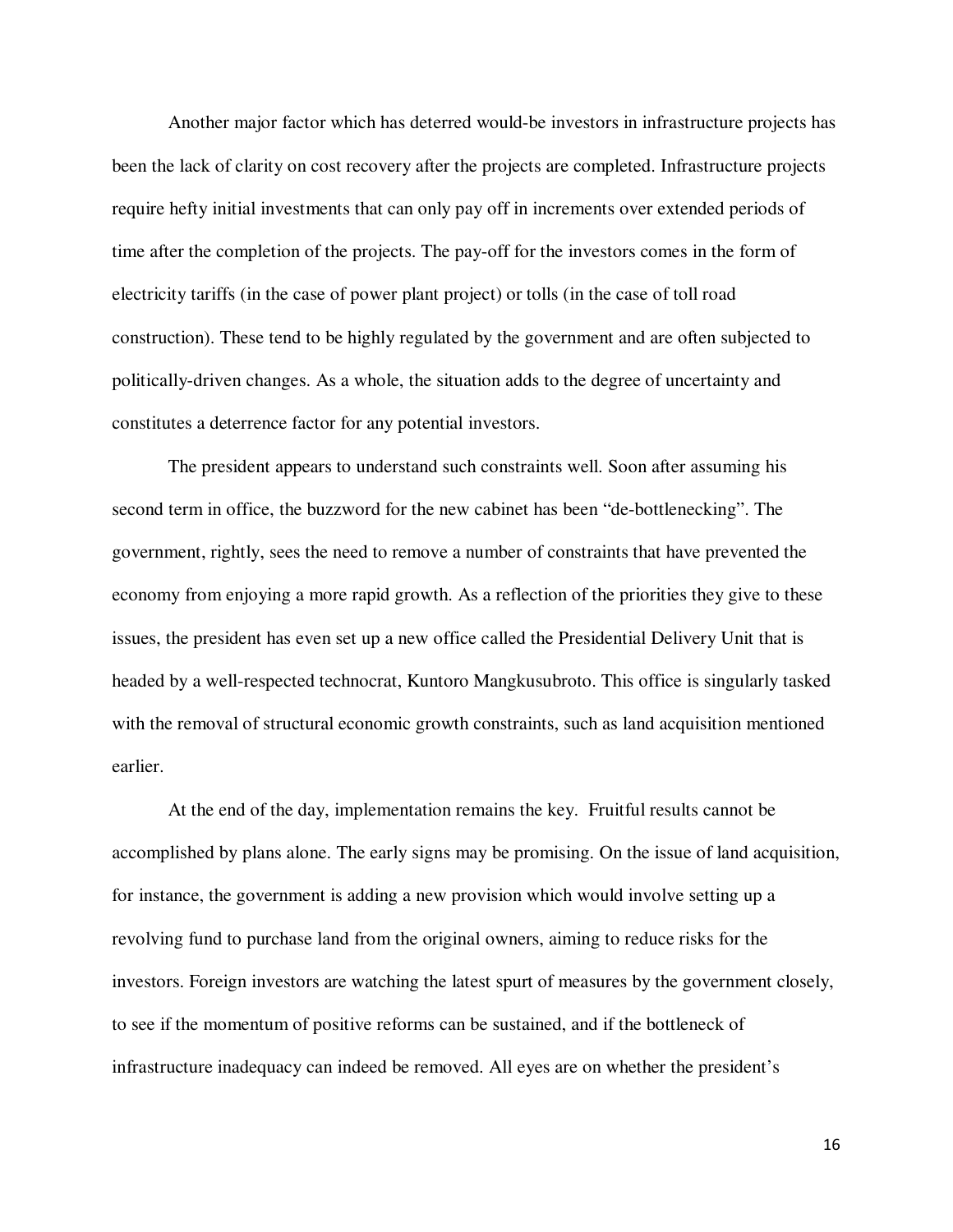Another major factor which has deterred would-be investors in infrastructure projects has been the lack of clarity on cost recovery after the projects are completed. Infrastructure projects require hefty initial investments that can only pay off in increments over extended periods of time after the completion of the projects. The pay-off for the investors comes in the form of electricity tariffs (in the case of power plant project) or tolls (in the case of toll road construction). These tend to be highly regulated by the government and are often subjected to politically-driven changes. As a whole, the situation adds to the degree of uncertainty and constitutes a deterrence factor for any potential investors.

The president appears to understand such constraints well. Soon after assuming his second term in office, the buzzword for the new cabinet has been "de-bottlenecking". The government, rightly, sees the need to remove a number of constraints that have prevented the economy from enjoying a more rapid growth. As a reflection of the priorities they give to these issues, the president has even set up a new office called the Presidential Delivery Unit that is headed by a well-respected technocrat, Kuntoro Mangkusubroto. This office is singularly tasked with the removal of structural economic growth constraints, such as land acquisition mentioned earlier.

At the end of the day, implementation remains the key. Fruitful results cannot be accomplished by plans alone. The early signs may be promising. On the issue of land acquisition, for instance, the government is adding a new provision which would involve setting up a revolving fund to purchase land from the original owners, aiming to reduce risks for the investors. Foreign investors are watching the latest spurt of measures by the government closely, to see if the momentum of positive reforms can be sustained, and if the bottleneck of infrastructure inadequacy can indeed be removed. All eyes are on whether the president's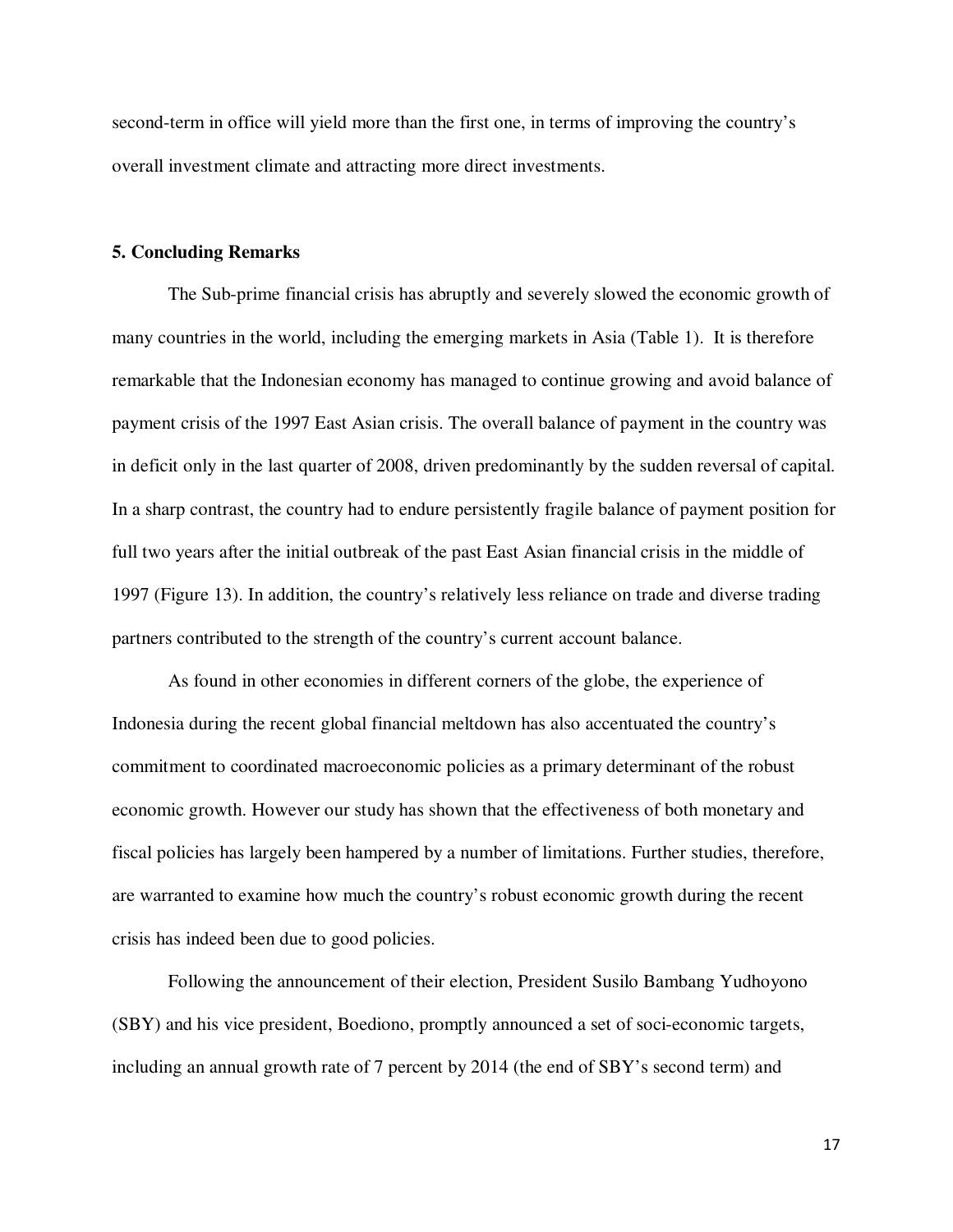second-term in office will yield more than the first one, in terms of improving the country's overall investment climate and attracting more direct investments.

## 5. Concluding Remarks

The Sub-prime financial crisis has abruptly and severely slowed the economic growth of many countries in the world, including the emerging markets in Asia (Table 1). It is therefore remarkable that the Indonesian economy has managed to continue growing and avoid balance of payment crisis of the 1997 East Asian crisis. The overall balance of payment in the country was in deficit only in the last quarter of 2008, driven predominantly by the sudden reversal of capital. In a sharp contrast, the country had to endure persistently fragile balance of payment position for full two years after the initial outbreak of the past East Asian financial crisis in the middle of 1997 (Figure 13). In addition, the country's relatively less reliance on trade and diverse trading partners contributed to the strength of the country's current account balance.

As found in other economies in different corners of the globe, the experience of Indonesia during the recent global financial meltdown has also accentuated the country's commitment to coordinated macroeconomic policies as a primary determinant of the robust economic growth. However our study has shown that the effectiveness of both monetary and fiscal policies has largely been hampered by a number of limitations. Further studies, therefore, are warranted to examine how much the country's robust economic growth during the recent crisis has indeed been due to good policies.

Following the announcement of their election, President Susilo Bambang Yudhoyono (SBY) and his vice president, Boediono, promptly announced a set of soci-economic targets, including an annual growth rate of 7 percent by 2014 (the end of SBY's second term) and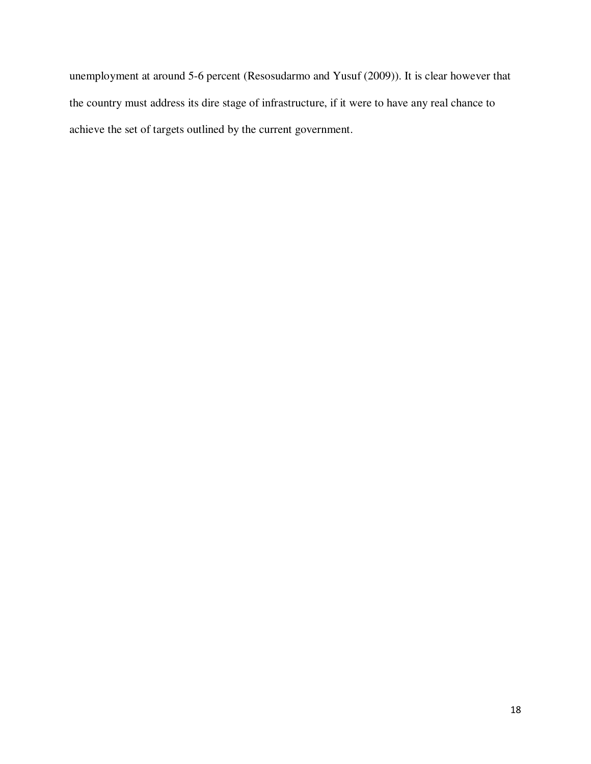unemployment at around 5-6 percent (Resosudarmo and Yusuf (2009)). It is clear however that the country must address its dire stage of infrastructure, if it were to have any real chance to achieve the set of targets outlined by the current government.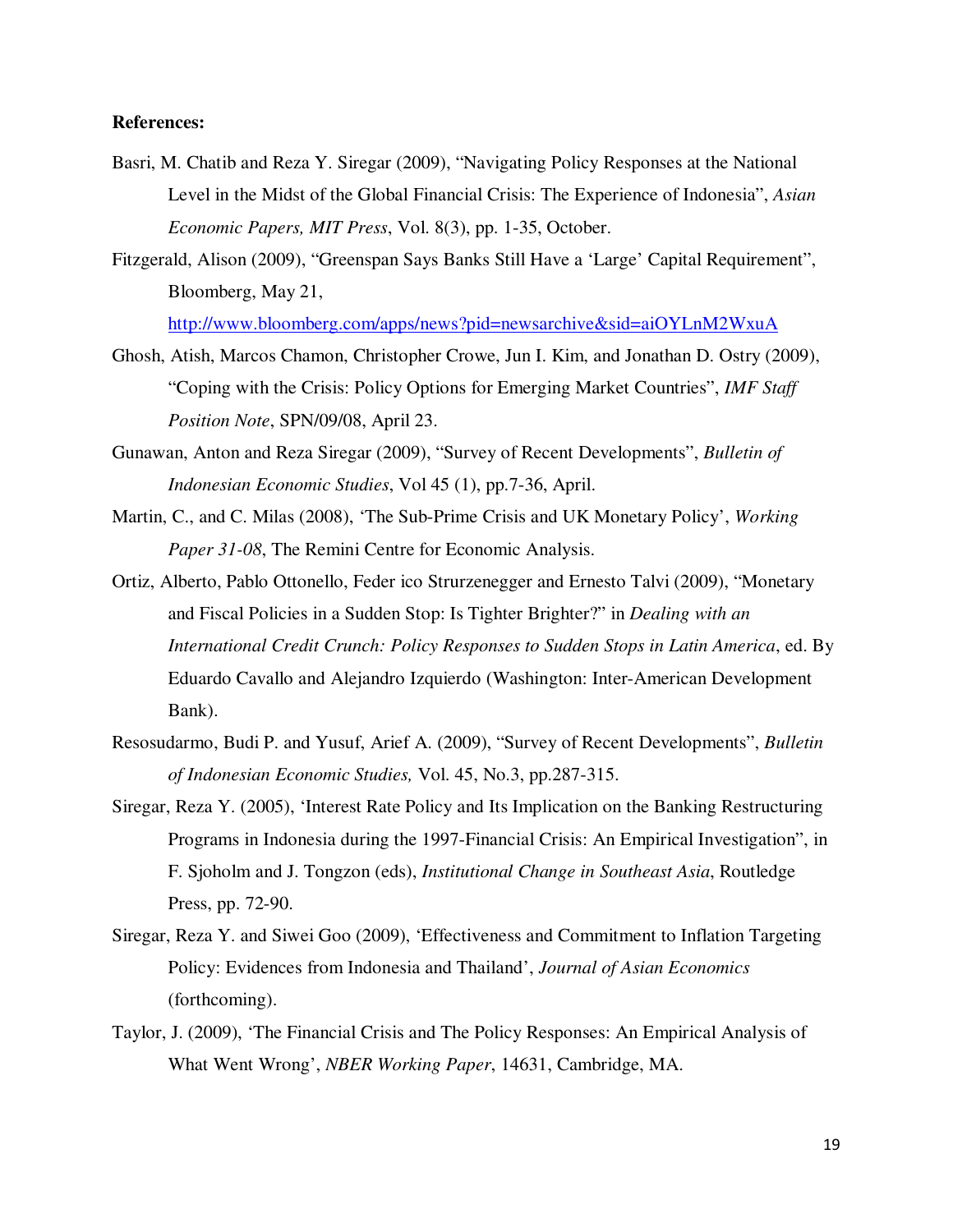**References:**

Basri, M. Chatib and Reza Y. Siregar (2009), "Navigating Policy Responses at the National Level in the Midst of the Global Financial Crisis: The Experience of Indonesia", *Asian Economic Papers, MIT Press*, Vol. 8(3), pp. 1-35, October.

Fitzgerald, Alison (2009), "Greenspan Says Banks Still Have a 'Large' Capital Requirement", Bloomberg, May 21, http://www.bloomberg.com/apps/news?pid=newsarchive&sid=aiOYLnM2WxuA

Ghosh, Atish, Marcos Chamon, Christopher Crowe, Jun I. Kim, and Jonathan D. Ostry (2009), "Coping with the Crisis: Policy Options for Emerging Market Countries", *IMF Staff Position Note*, SPN/09/08, April 23.

Gunawan, Anton and Reza Siregar (2009), "Survey of Recent Developments", *Bulletin of Indonesian Economic Studies*, Vol 45 (1), pp.7-36, April.

Martin, C., and C. Milas (2008), 'The Sub-Prime Crisis and UK Monetary Policy', *Working Paper 31-08*, The Remini Centre for Economic Analysis.

Ortiz, Alberto, Pablo Ottonello, Feder ico Strurzenegger and Ernesto Talvi (2009), "Monetary and Fiscal Policies in a Sudden Stop: Is Tighter Brighter?" in *Dealing with an International Credit Crunch: Policy Responses to Sudden Stops in Latin America*, ed. By Eduardo Cavallo and Alejandro Izquierdo (Washington: Inter-American Development Bank).

Resosudarmo, Budi P. and Yusuf, Arief A. (2009), "Survey of Recent Developments", *Bulletin of Indonesian Economic Studies,* Vol. 45, No.3, pp.287-315.

Siregar, Reza Y. (2005), 'Interest Rate Policy and Its Implication on the Banking Restructuring Programs in Indonesia during the 1997-Financial Crisis: An Empirical Investigation", in F. Sjoholm and J. Tongzon (eds), *Institutional Change in Southeast Asia*, Routledge Press, pp. 72-90.

Siregar, Reza Y. and Siwei Goo (2009), 'Effectiveness and Commitment to Inflation Targeting Policy: Evidences from Indonesia and Thailand', *Journal of Asian Economics* (forthcoming).

Taylor, J. (2009), 'The Financial Crisis and The Policy Responses: An Empirical Analysis of What Went Wrong', *NBER Working Paper*, 14631, Cambridge, MA.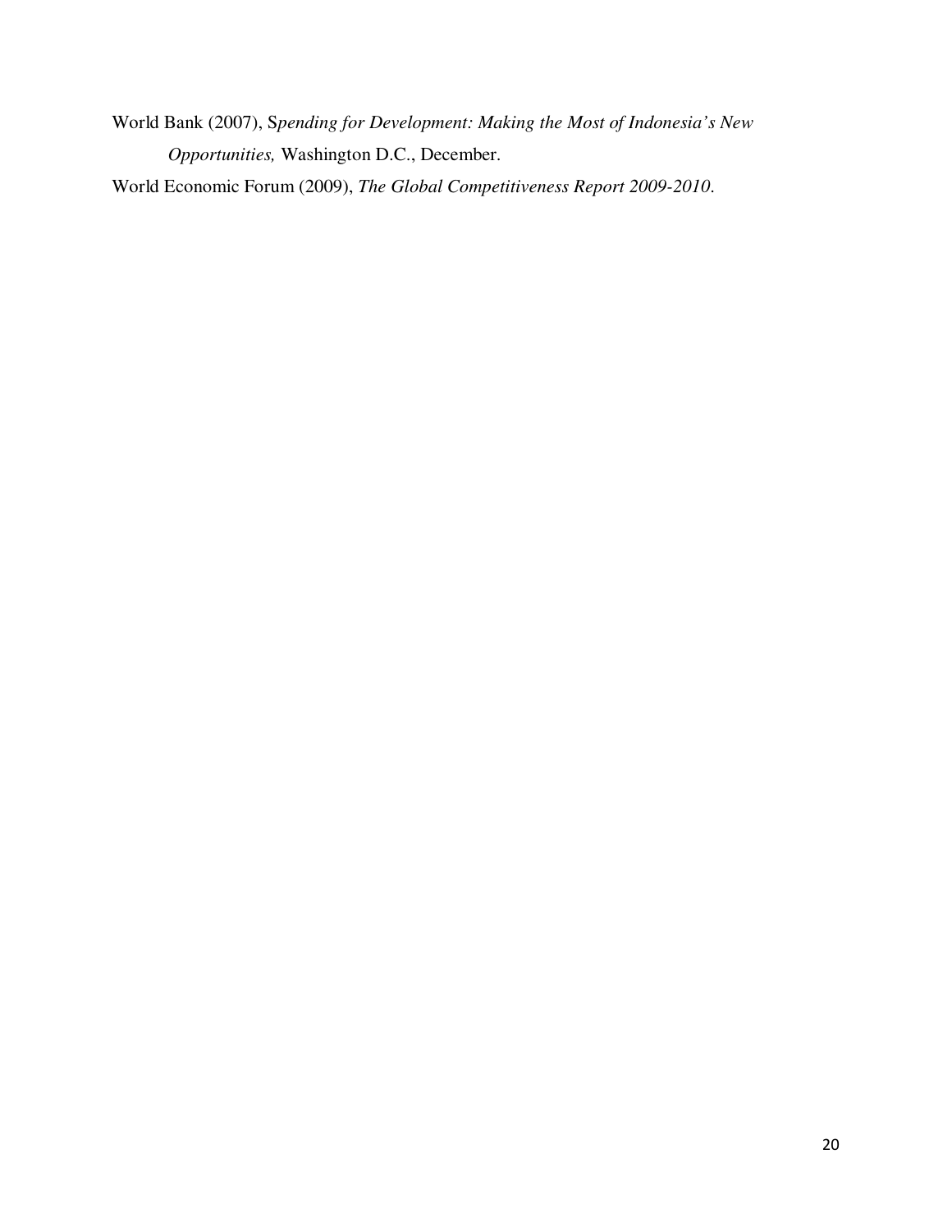World Bank (2007), S*pending for Development: Making the Most of Indonesia's New Opportunities,* Washington D.C., December.

World Economic Forum (2009), *The Global Competitiveness Report 2009-2010*.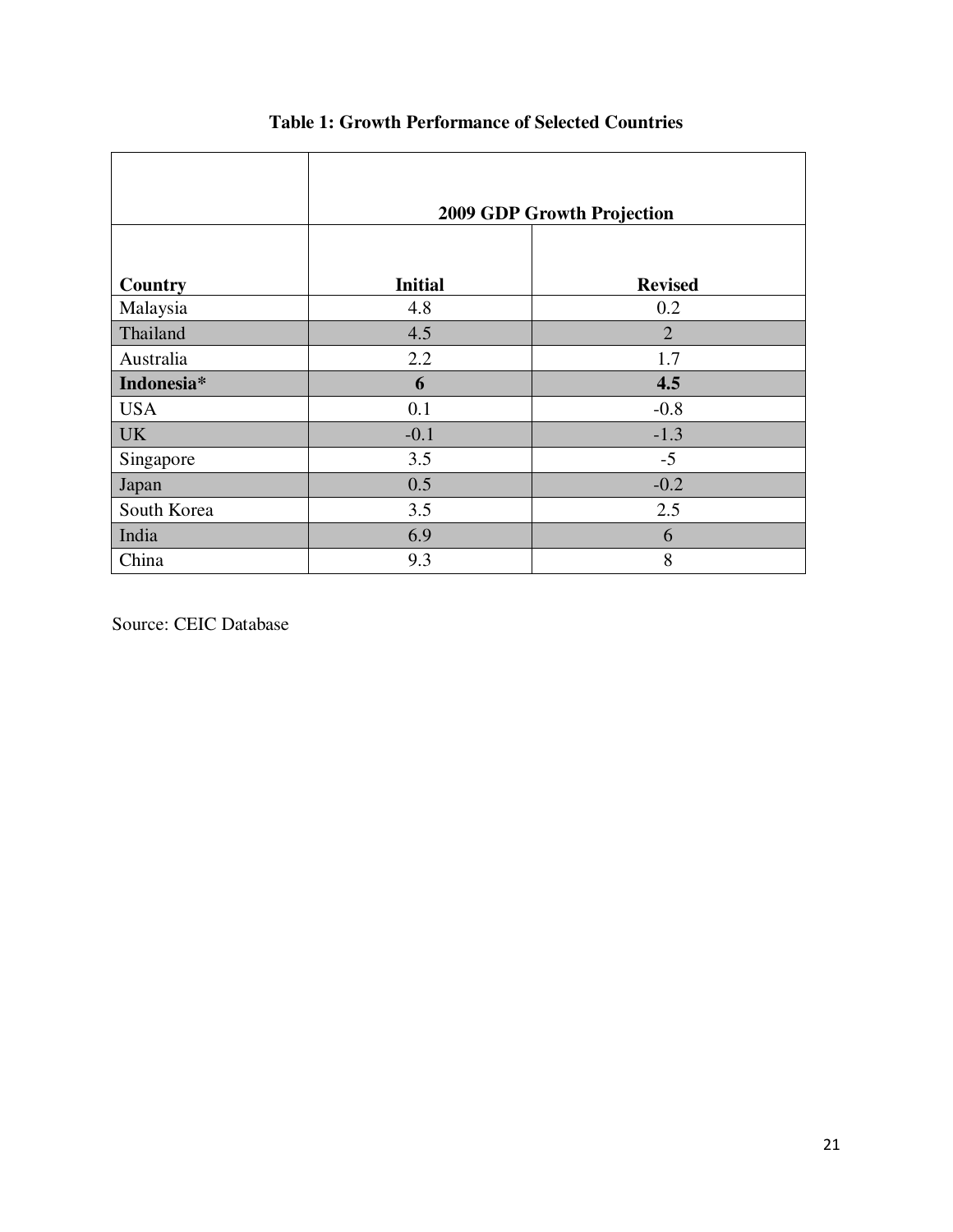**Table 1: Growth Performance of Selected Countries**

| Country | 2009 GDP Growth Projection | |
|---|---|---|
| | Initial | Revised |
| Malaysia | 4.8 | 0.2 |
| Thailand | 4.5 | 2 |
| Australia | 2.2 | 1.7 |
| **Indonesia*** | **6** | **4.5** |
| USA | 0.1 | -0.8 |
| UK | -0.1 | -1.3 |
| Singapore | 3.5 | -5 |
| Japan | 0.5 | -0.2 |
| South Korea | 3.5 | 2.5 |
| India | 6.9 | 6 |
| China | 9.3 | 8 |

Source: CEIC Database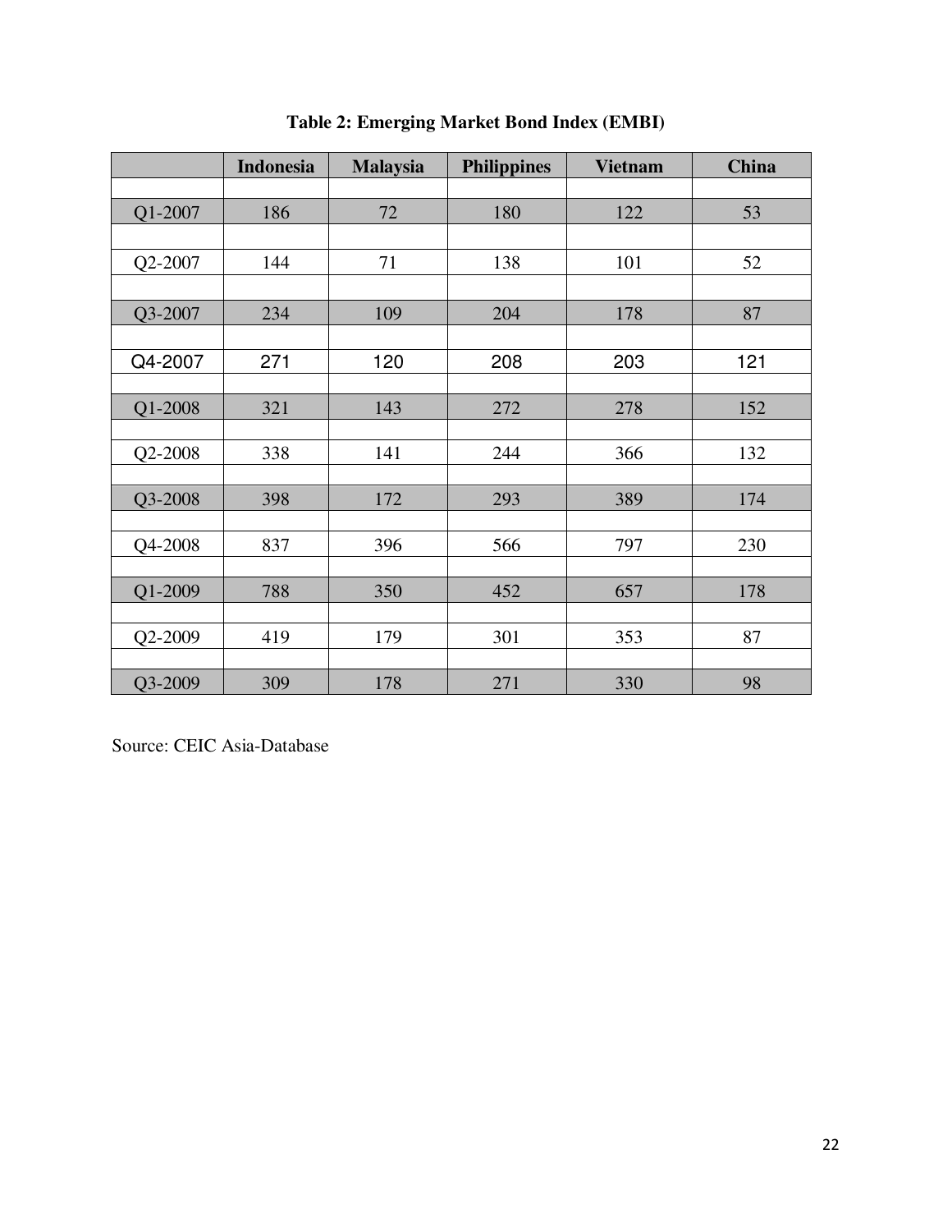**Table 2: Emerging Market Bond Index (EMBI)**

| | Indonesia | Malaysia | Philippines | Vietnam | China |
|---|---|---|---|---|---|
| Q1-2007 | 186 | 72 | 180 | 122 | 53 |
| Q2-2007 | 144 | 71 | 138 | 101 | 52 |
| Q3-2007 | 234 | 109 | 204 | 178 | 87 |
| Q4-2007 | 271 | 120 | 208 | 203 | 121 |
| Q1-2008 | 321 | 143 | 272 | 278 | 152 |
| Q2-2008 | 338 | 141 | 244 | 366 | 132 |
| Q3-2008 | 398 | 172 | 293 | 389 | 174 |
| Q4-2008 | 837 | 396 | 566 | 797 | 230 |
| Q1-2009 | 788 | 350 | 452 | 657 | 178 |
| Q2-2009 | 419 | 179 | 301 | 353 | 87 |
| Q3-2009 | 309 | 178 | 271 | 330 | 98 |

Source: CEIC Asia-Database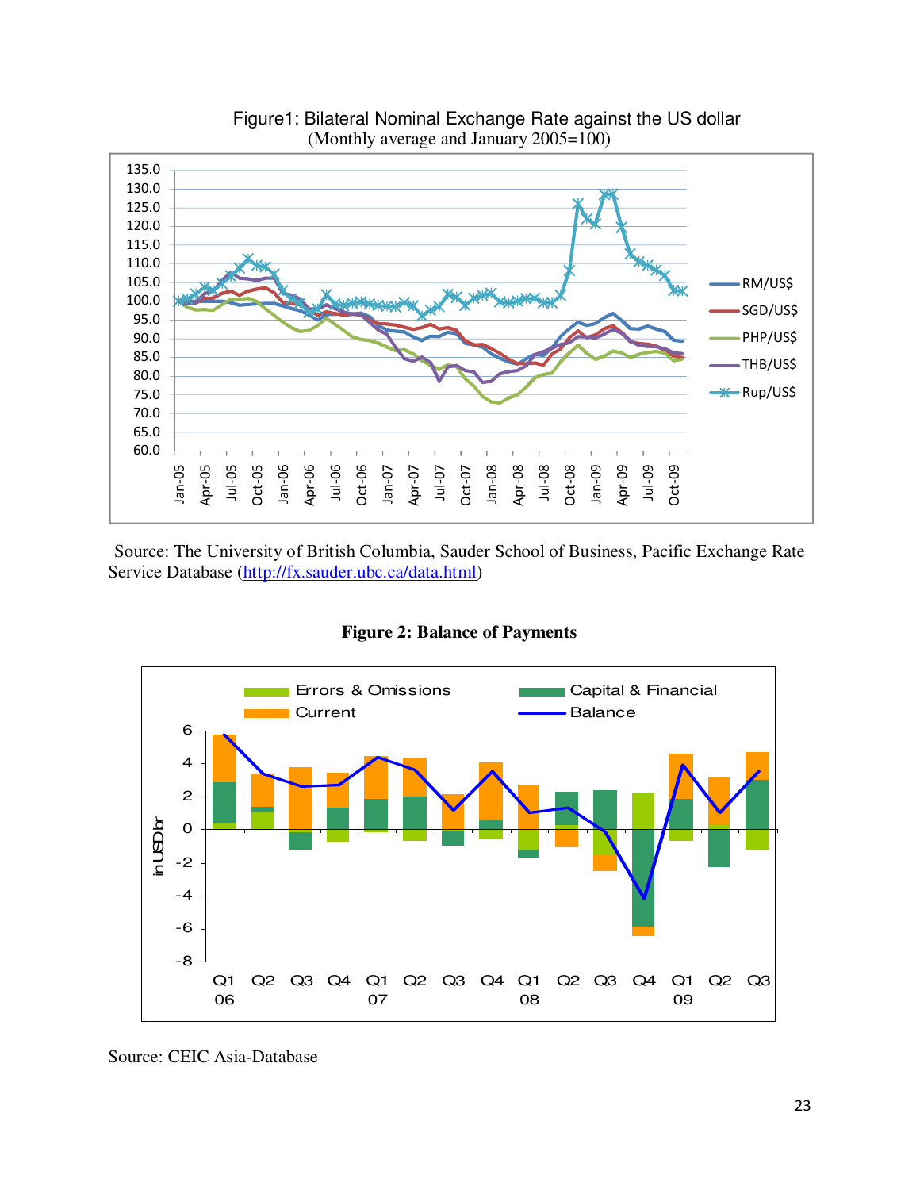Figure1: Bilateral Nominal Exchange Rate against the US dollar
(Monthly average and January 2005=100)

Source: The University of British Columbia, Sauder School of Business, Pacific Exchange Rate Service Database (http://fx.sauder.ubc.ca/data.html)

**Figure 2: Balance of Payments**

Source: CEIC Asia-Database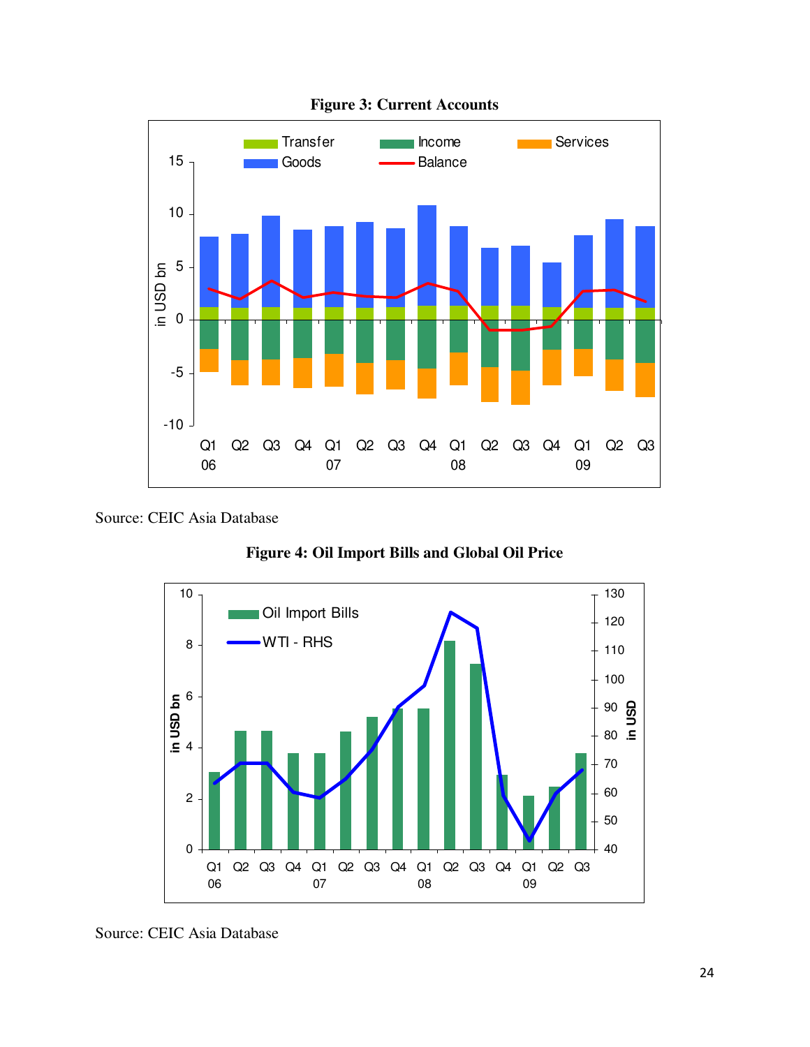**Figure 3: Current Accounts**

Source: CEIC Asia Database

**Figure 4: Oil Import Bills and Global Oil Price**

Source: CEIC Asia Database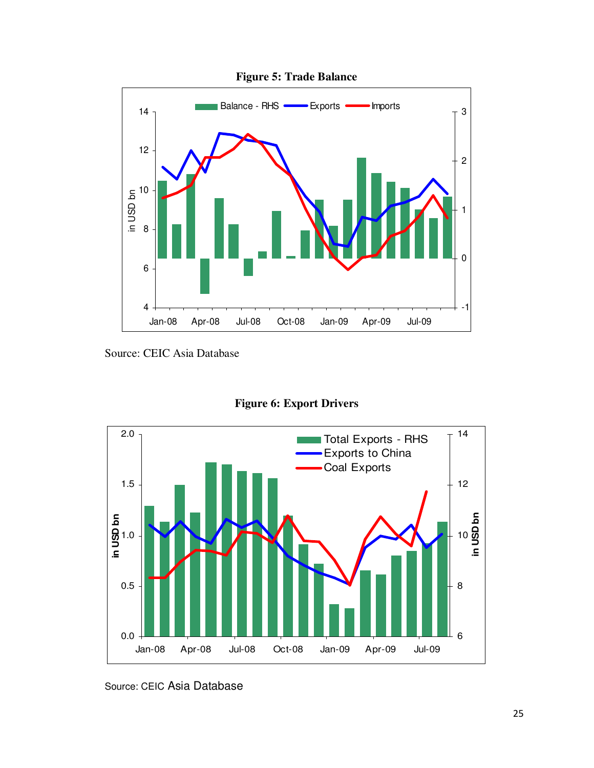**Figure 5: Trade Balance**

Source: CEIC Asia Database

**Figure 6: Export Drivers**

Source: CEIC Asia Database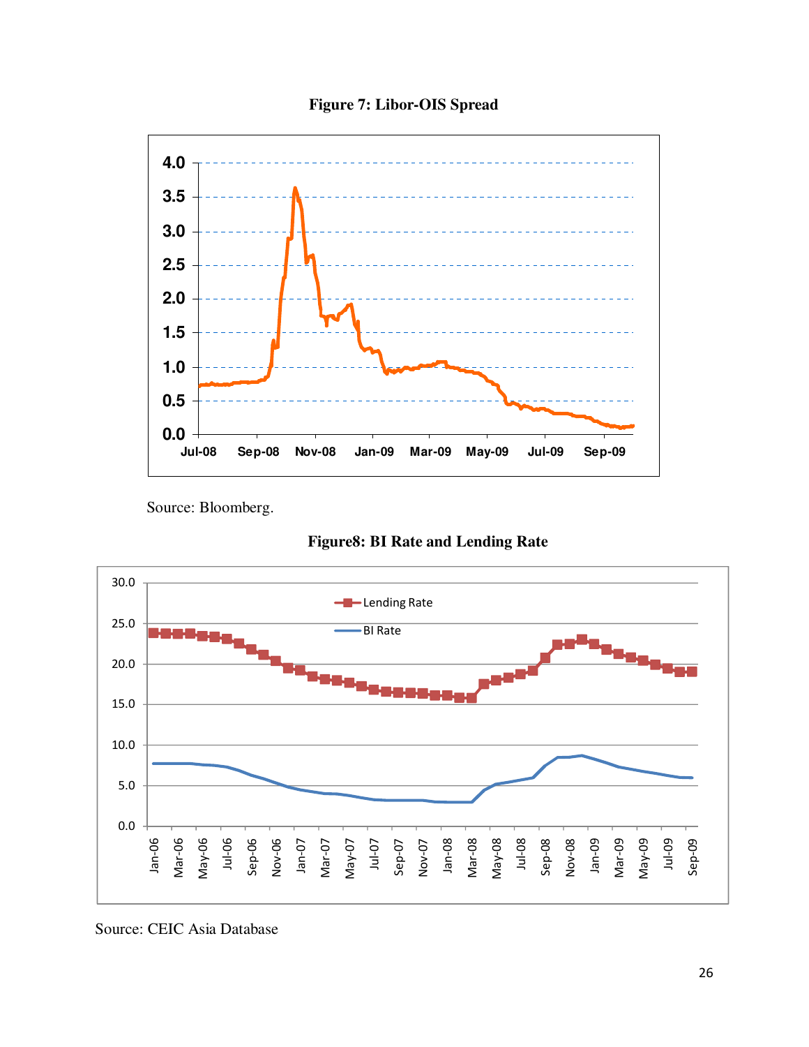**Figure 7: Libor-OIS Spread**

Source: Bloomberg.

**Figure8: BI Rate and Lending Rate**

Source: CEIC Asia Database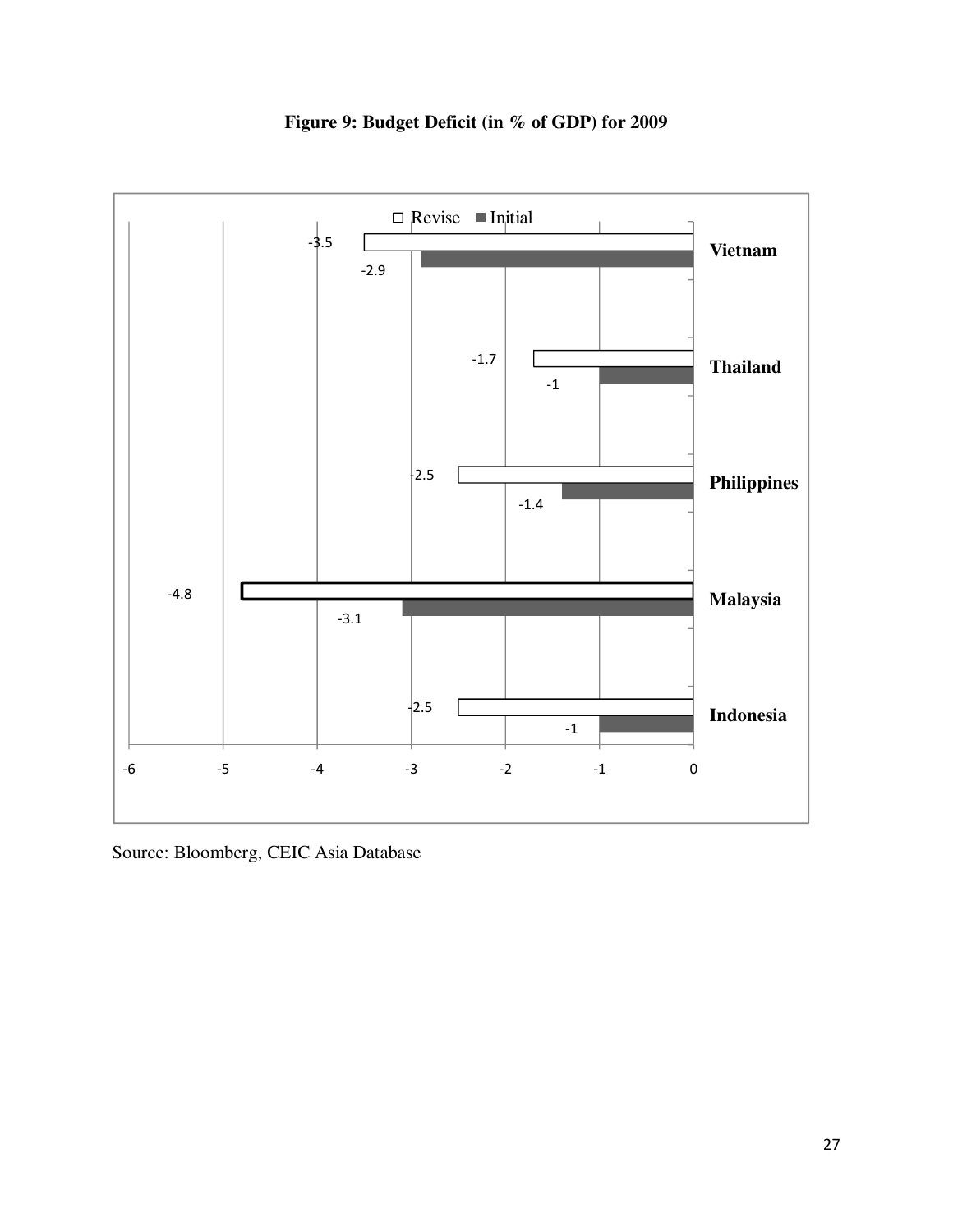**Figure 9: Budget Deficit (in % of GDP) for 2009**

| Country | Revise | Initial |
|---|---|---|
| Vietnam | -3.5 | -2.9 |
| Thailand | -1.7 | -1 |
| Philippines | -2.5 | -1.4 |
| Malaysia | -4.8 | -3.1 |
| Indonesia | -2.5 | -1 |

Source: Bloomberg, CEIC Asia Database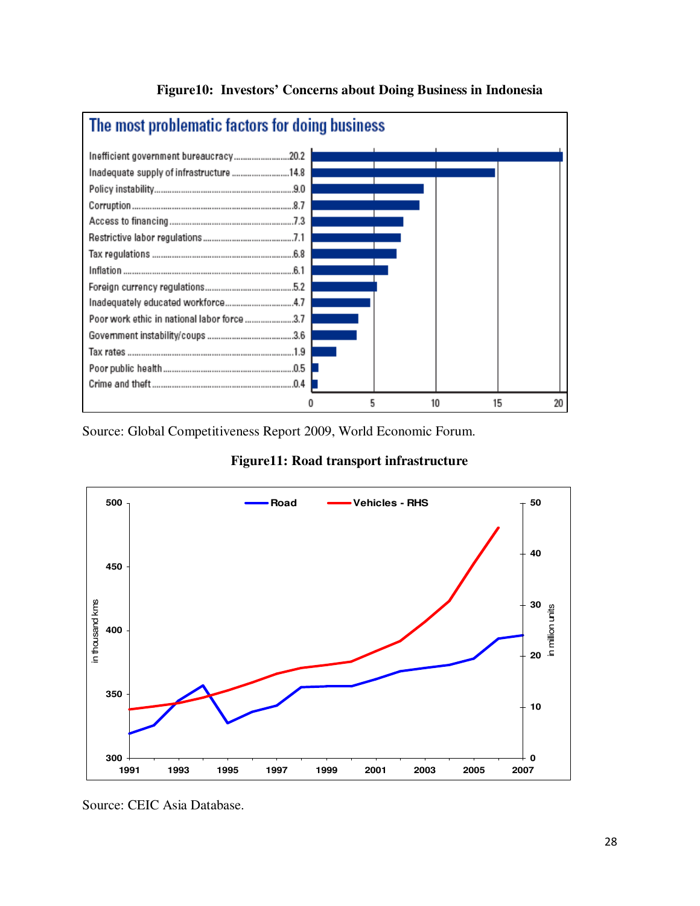**Figure10: Investors' Concerns about Doing Business in Indonesia**

**The most problematic factors for doing business**

| Factor | Value |
|---|---|
| Inefficient government bureaucracy | 20.2 |
| Inadequate supply of infrastructure | 14.8 |
| Policy instability | 9.0 |
| Corruption | 8.7 |
| Access to financing | 7.3 |
| Restrictive labor regulations | 7.1 |
| Tax regulations | 6.8 |
| Inflation | 6.1 |
| Foreign currency regulations | 5.2 |
| Inadequately educated workforce | 4.7 |
| Poor work ethic in national labor force | 3.7 |
| Government instability/coups | 3.6 |
| Tax rates | 1.9 |
| Poor public health | 0.5 |
| Crime and theft | 0.4 |

Source: Global Competitiveness Report 2009, World Economic Forum.

**Figure11: Road transport infrastructure**

Source: CEIC Asia Database.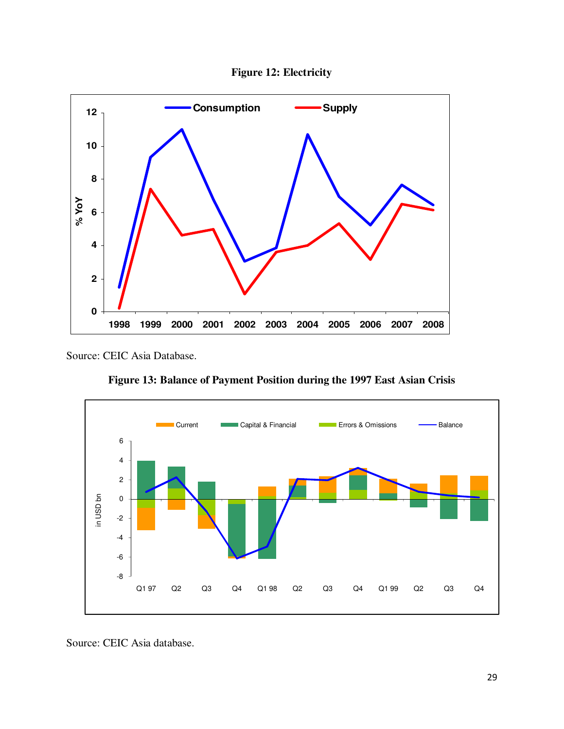**Figure 12: Electricity**

Consumption
Supply

% YoY

12
10
8
6
4
2
0

1998 1999 2000 2001 2002 2003 2004 2005 2006 2007 2008

Source: CEIC Asia Database.

**Figure 13: Balance of Payment Position during the 1997 East Asian Crisis**

Current
Capital & Financial
Errors & Omissions
Balance

in USD bn

6
4
2
0
-2
-4
-6
-8

Q1 97 Q2 Q3 Q4 Q1 98 Q2 Q3 Q4 Q1 99 Q2 Q3 Q4

Source: CEIC Asia database.